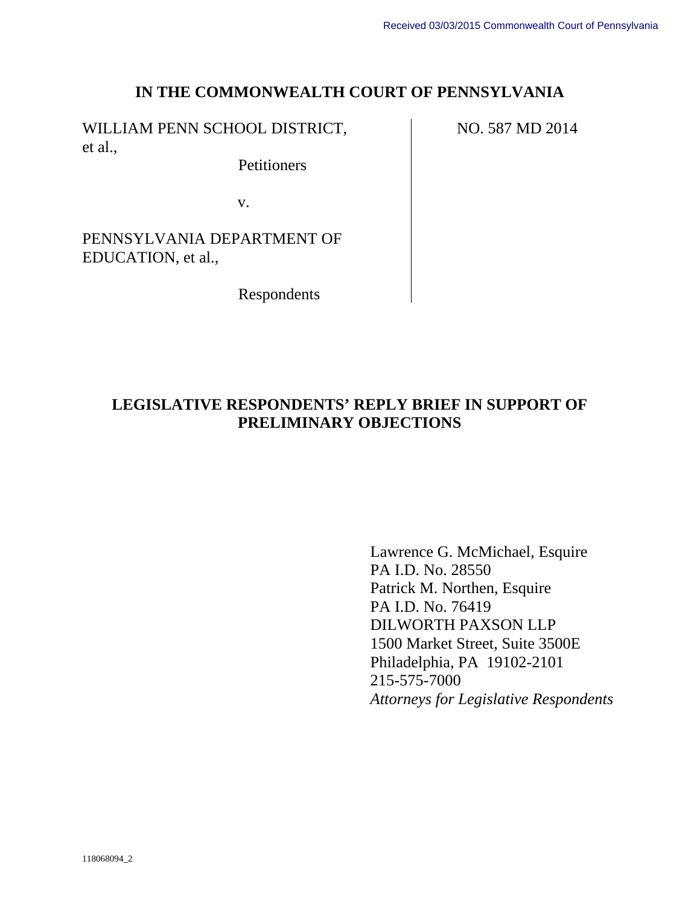Received 03/03/2015 Commonwealth Court of Pennsylvania

**IN THE COMMONWEALTH COURT OF PENNSYLVANIA**

| | |
|---|---|
| WILLIAM PENN SCHOOL DISTRICT, et al.,<br>Petitioners<br><br>v.<br><br>PENNSYLVANIA DEPARTMENT OF EDUCATION, et al.,<br>Respondents | NO. 587 MD 2014 |

**LEGISLATIVE RESPONDENTS' REPLY BRIEF IN SUPPORT OF PRELIMINARY OBJECTIONS**

Lawrence G. McMichael, Esquire
PA I.D. No. 28550
Patrick M. Northen, Esquire
PA I.D. No. 76419
DILWORTH PAXSON LLP
1500 Market Street, Suite 3500E
Philadelphia, PA 19102-2101
215-575-7000
*Attorneys for Legislative Respondents*

118068094_2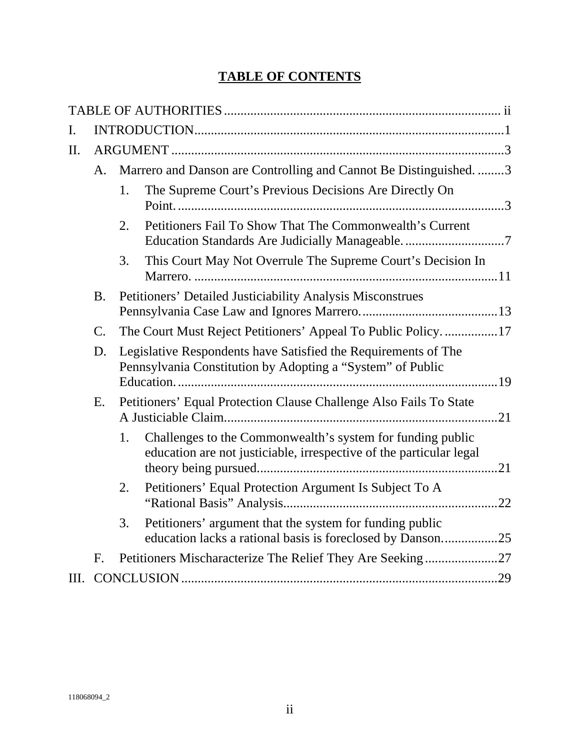## TABLE OF CONTENTS

TABLE OF AUTHORITIES ........................................................................................ ii

I. INTRODUCTION..............................................................................................1

II. ARGUMENT .....................................................................................................3

A. Marrero and Danson are Controlling and Cannot Be Distinguished. ........3

1. The Supreme Court's Previous Decisions Are Directly On Point. ..................................................................................................3

2. Petitioners Fail To Show That The Commonwealth's Current Education Standards Are Judicially Manageable. ..............................7

3. This Court May Not Overrule The Supreme Court's Decision In Marrero. ............................................................................................11

B. Petitioners' Detailed Justiciability Analysis Misconstrues Pennsylvania Case Law and Ignores Marrero. .........................................13

C. The Court Must Reject Petitioners' Appeal To Public Policy. ................17

D. Legislative Respondents have Satisfied the Requirements of The Pennsylvania Constitution by Adopting a "System" of Public Education. .................................................................................................19

E. Petitioners' Equal Protection Clause Challenge Also Fails To State A Justiciable Claim...................................................................................21

1. Challenges to the Commonwealth's system for funding public education are not justiciable, irrespective of the particular legal theory being pursued.........................................................................21

2. Petitioners' Equal Protection Argument Is Subject To A "Rational Basis" Analysis.................................................................22

3. Petitioners' argument that the system for funding public education lacks a rational basis is foreclosed by Danson. ................25

F. Petitioners Mischaracterize The Relief They Are Seeking ......................27

III. CONCLUSION ................................................................................................29

118068094_2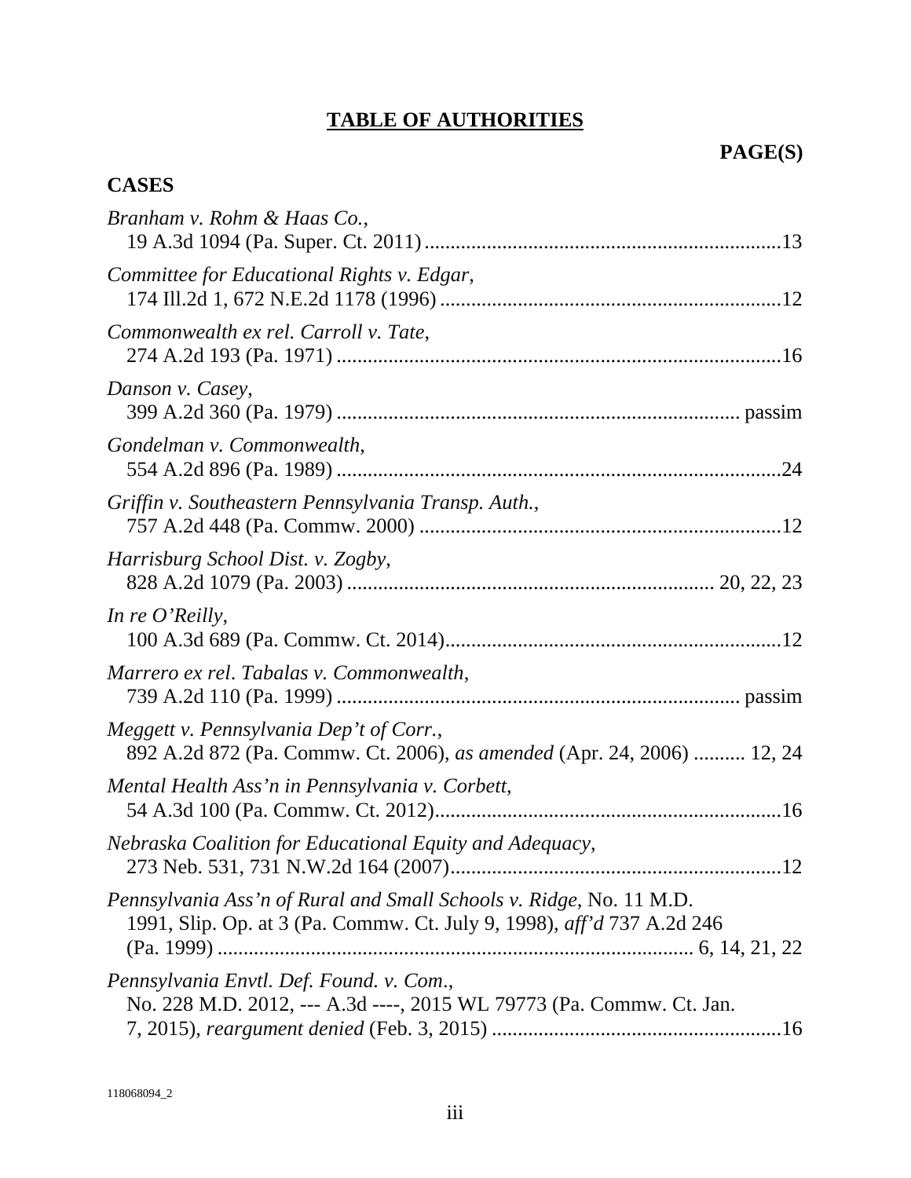# TABLE OF AUTHORITIES

**PAGE(S)**

## CASES

*Branham v. Rohm & Haas Co.*,
19 A.3d 1094 (Pa. Super. Ct. 2011) ....................................................................13

*Committee for Educational Rights v. Edgar*,
174 Ill.2d 1, 672 N.E.2d 1178 (1996) .................................................................12

*Commonwealth ex rel. Carroll v. Tate*,
274 A.2d 193 (Pa. 1971) ......................................................................................16

*Danson v. Casey*,
399 A.2d 360 (Pa. 1979) ............................................................................ passim

*Gondelman v. Commonwealth*,
554 A.2d 896 (Pa. 1989) ......................................................................................24

*Griffin v. Southeastern Pennsylvania Transp. Auth.*,
757 A.2d 448 (Pa. Commw. 2000) ......................................................................12

*Harrisburg School Dist. v. Zogby*,
828 A.2d 1079 (Pa. 2003) ..................................................................... 20, 22, 23

*In re O'Reilly*,
100 A.3d 689 (Pa. Commw. Ct. 2014).................................................................12

*Marrero ex rel. Tabalas v. Commonwealth*,
739 A.2d 110 (Pa. 1999) ............................................................................ passim

*Meggett v. Pennsylvania Dep't of Corr.*,
892 A.2d 872 (Pa. Commw. Ct. 2006), *as amended* (Apr. 24, 2006) .......... 12, 24

*Mental Health Ass'n in Pennsylvania v. Corbett*,
54 A.3d 100 (Pa. Commw. Ct. 2012)..................................................................16

*Nebraska Coalition for Educational Equity and Adequacy*,
273 Neb. 531, 731 N.W.2d 164 (2007)...............................................................12

*Pennsylvania Ass'n of Rural and Small Schools v. Ridge*, No. 11 M.D. 1991, Slip. Op. at 3 (Pa. Commw. Ct. July 9, 1998), *aff'd* 737 A.2d 246 (Pa. 1999) ........................................................................................... 6, 14, 21, 22

*Pennsylvania Envtl. Def. Found. v. Com.*,
No. 228 M.D. 2012, --- A.3d ----, 2015 WL 79773 (Pa. Commw. Ct. Jan. 7, 2015), *reargument denied* (Feb. 3, 2015) ........................................................16

118068094_2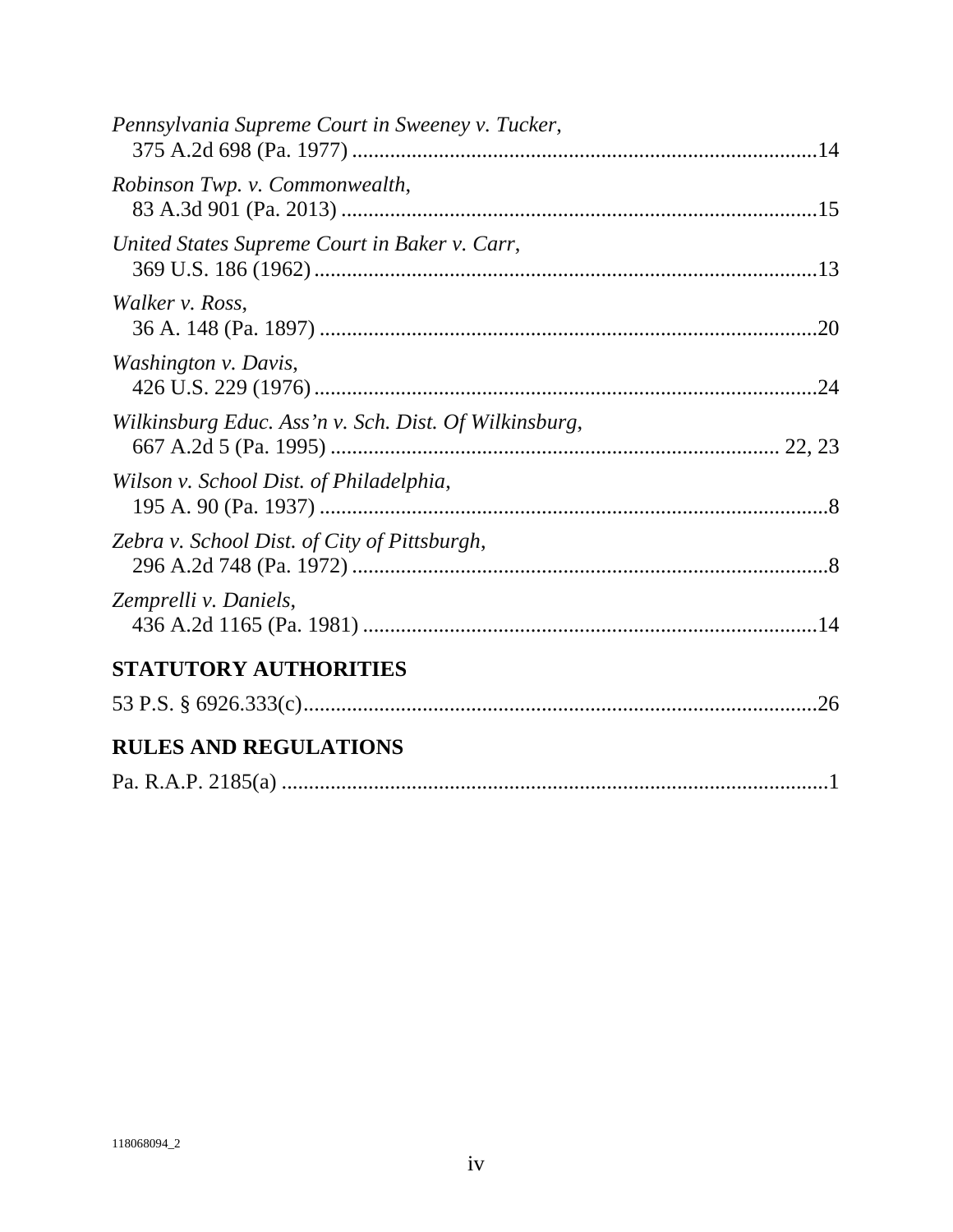*Pennsylvania Supreme Court in Sweeney v. Tucker*,
375 A.2d 698 (Pa. 1977) ....................................................................................14

*Robinson Twp. v. Commonwealth*,
83 A.3d 901 (Pa. 2013) .......................................................................................15

*United States Supreme Court in Baker v. Carr*,
369 U.S. 186 (1962) ............................................................................................13

*Walker v. Ross*,
36 A. 148 (Pa. 1897) ...........................................................................................20

*Washington v. Davis*,
426 U.S. 229 (1976) ............................................................................................24

*Wilkinsburg Educ. Ass'n v. Sch. Dist. Of Wilkinsburg*,
667 A.2d 5 (Pa. 1995) ...................................................................................22, 23

*Wilson v. School Dist. of Philadelphia*,
195 A. 90 (Pa. 1937) .............................................................................................8

*Zebra v. School Dist. of City of Pittsburgh*,
296 A.2d 748 (Pa. 1972) .......................................................................................8

*Zemprelli v. Daniels*,
436 A.2d 1165 (Pa. 1981) ....................................................................................14

## STATUTORY AUTHORITIES

53 P.S. § 6926.333(c)...............................................................................................26

## RULES AND REGULATIONS

Pa. R.A.P. 2185(a) ....................................................................................................1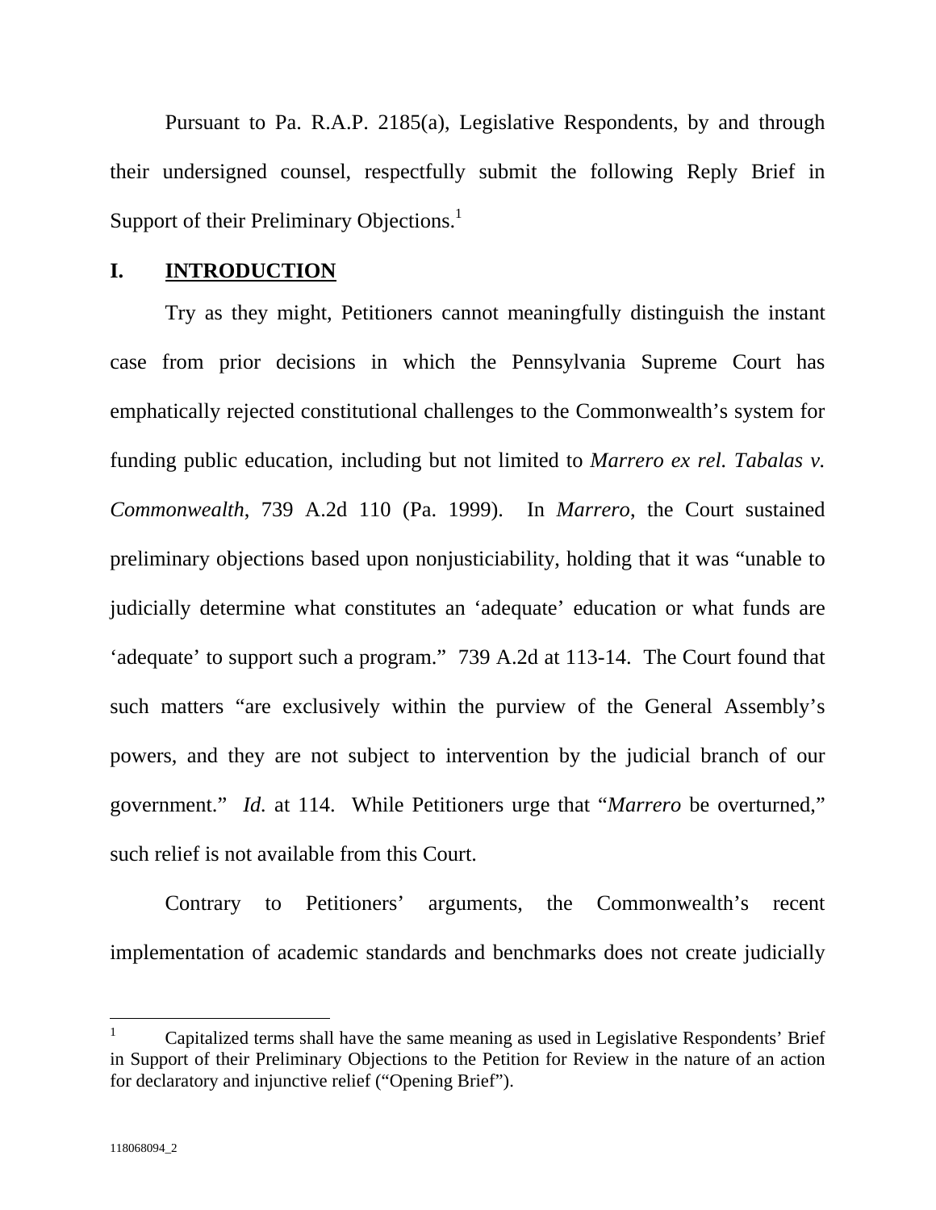Pursuant to Pa. R.A.P. 2185(a), Legislative Respondents, by and through their undersigned counsel, respectfully submit the following Reply Brief in Support of their Preliminary Objections.[1]

## I. INTRODUCTION

Try as they might, Petitioners cannot meaningfully distinguish the instant case from prior decisions in which the Pennsylvania Supreme Court has emphatically rejected constitutional challenges to the Commonwealth's system for funding public education, including but not limited to *Marrero ex rel. Tabalas v. Commonwealth*, 739 A.2d 110 (Pa. 1999). In *Marrero,* the Court sustained preliminary objections based upon nonjusticiability, holding that it was "unable to judicially determine what constitutes an 'adequate' education or what funds are 'adequate' to support such a program." 739 A.2d at 113-14. The Court found that such matters "are exclusively within the purview of the General Assembly's powers, and they are not subject to intervention by the judicial branch of our government." *Id.* at 114. While Petitioners urge that "*Marrero* be overturned," such relief is not available from this Court.

Contrary to Petitioners' arguments, the Commonwealth's recent implementation of academic standards and benchmarks does not create judicially

---

[1] Capitalized terms shall have the same meaning as used in Legislative Respondents' Brief in Support of their Preliminary Objections to the Petition for Review in the nature of an action for declaratory and injunctive relief ("Opening Brief").

118068094_2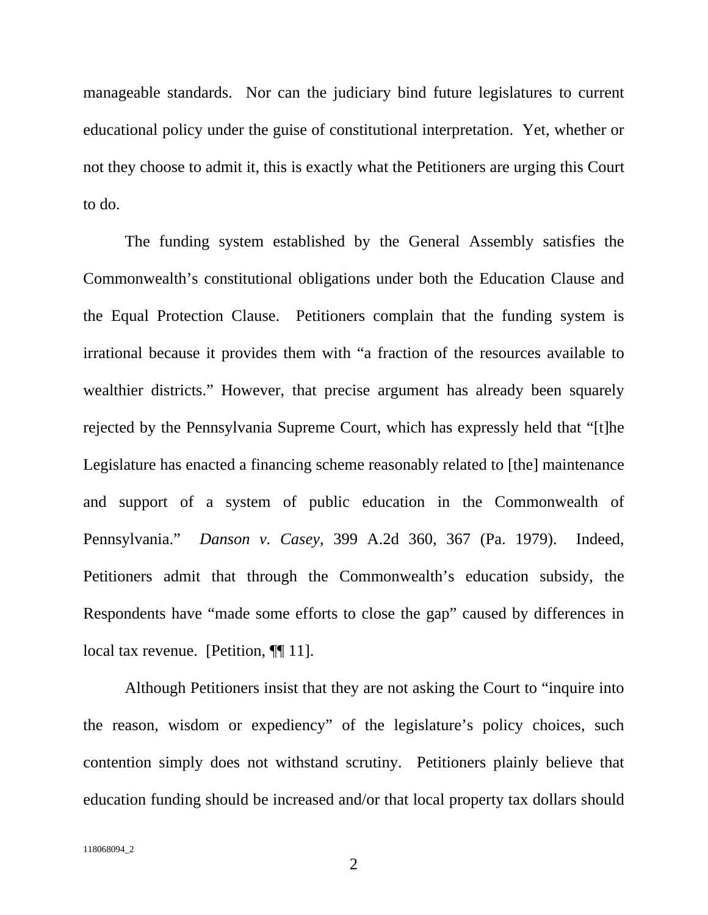manageable standards. Nor can the judiciary bind future legislatures to current educational policy under the guise of constitutional interpretation. Yet, whether or not they choose to admit it, this is exactly what the Petitioners are urging this Court to do.

The funding system established by the General Assembly satisfies the Commonwealth's constitutional obligations under both the Education Clause and the Equal Protection Clause. Petitioners complain that the funding system is irrational because it provides them with "a fraction of the resources available to wealthier districts." However, that precise argument has already been squarely rejected by the Pennsylvania Supreme Court, which has expressly held that "[t]he Legislature has enacted a financing scheme reasonably related to [the] maintenance and support of a system of public education in the Commonwealth of Pennsylvania." *Danson v. Casey*, 399 A.2d 360, 367 (Pa. 1979). Indeed, Petitioners admit that through the Commonwealth's education subsidy, the Respondents have "made some efforts to close the gap" caused by differences in local tax revenue. [Petition, ¶¶ 11].

Although Petitioners insist that they are not asking the Court to "inquire into the reason, wisdom or expediency" of the legislature's policy choices, such contention simply does not withstand scrutiny. Petitioners plainly believe that education funding should be increased and/or that local property tax dollars should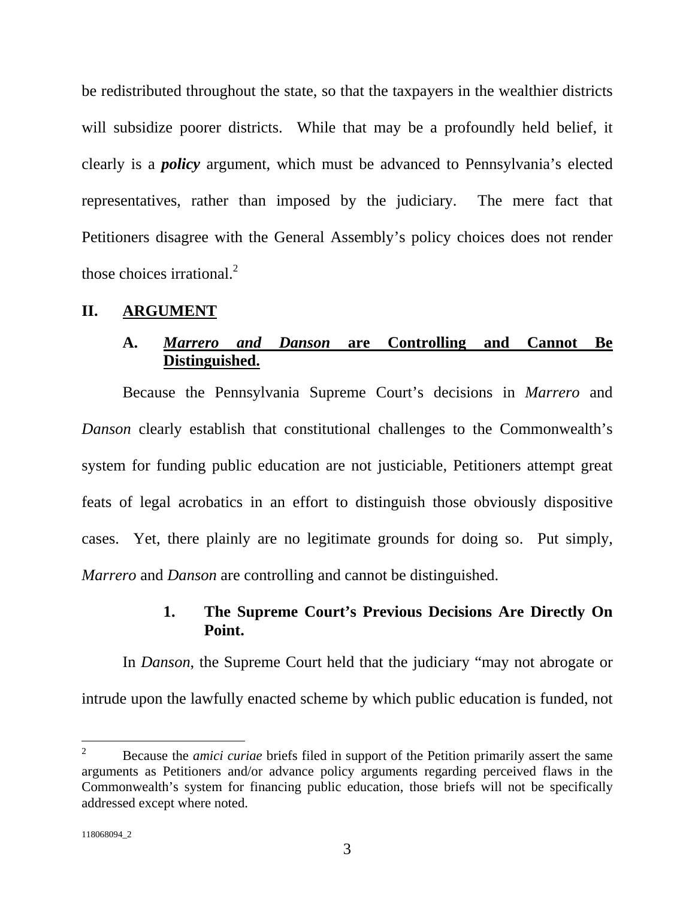be redistributed throughout the state, so that the taxpayers in the wealthier districts will subsidize poorer districts. While that may be a profoundly held belief, it clearly is a ***policy*** argument, which must be advanced to Pennsylvania's elected representatives, rather than imposed by the judiciary. The mere fact that Petitioners disagree with the General Assembly's policy choices does not render those choices irrational.[2]

## II. ARGUMENT

### A. *Marrero and Danson* are Controlling and Cannot Be Distinguished.

Because the Pennsylvania Supreme Court's decisions in *Marrero* and *Danson* clearly establish that constitutional challenges to the Commonwealth's system for funding public education are not justiciable, Petitioners attempt great feats of legal acrobatics in an effort to distinguish those obviously dispositive cases. Yet, there plainly are no legitimate grounds for doing so. Put simply, *Marrero* and *Danson* are controlling and cannot be distinguished.

#### 1. The Supreme Court's Previous Decisions Are Directly On Point.

In *Danson,* the Supreme Court held that the judiciary "may not abrogate or intrude upon the lawfully enacted scheme by which public education is funded, not

---

[2] Because the *amici curiae* briefs filed in support of the Petition primarily assert the same arguments as Petitioners and/or advance policy arguments regarding perceived flaws in the Commonwealth's system for financing public education, those briefs will not be specifically addressed except where noted.

118068094_2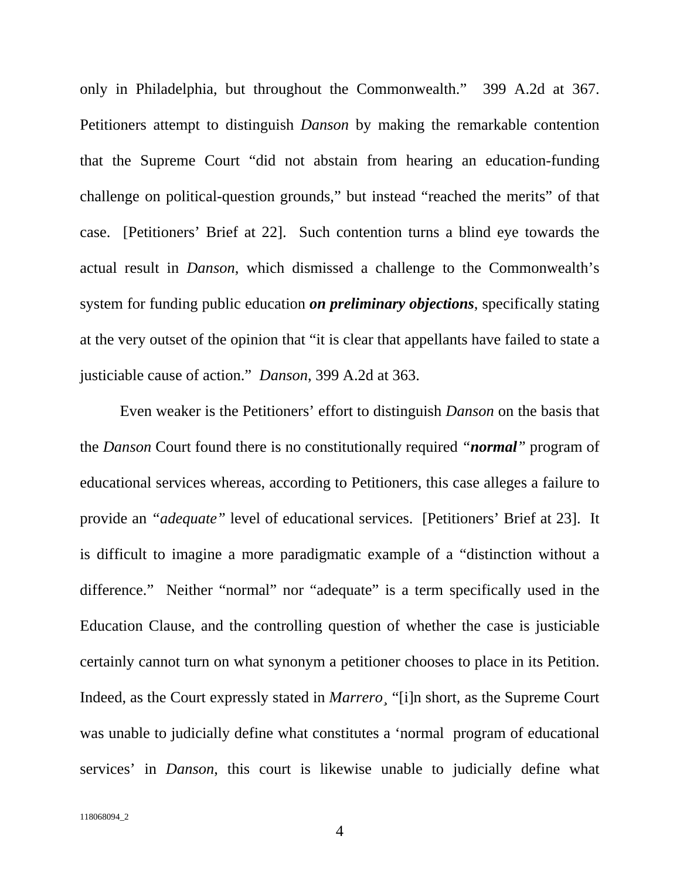only in Philadelphia, but throughout the Commonwealth." 399 A.2d at 367. Petitioners attempt to distinguish *Danson* by making the remarkable contention that the Supreme Court "did not abstain from hearing an education-funding challenge on political-question grounds," but instead "reached the merits" of that case. [Petitioners' Brief at 22]. Such contention turns a blind eye towards the actual result in *Danson*, which dismissed a challenge to the Commonwealth's system for funding public education ***on preliminary objections***, specifically stating at the very outset of the opinion that "it is clear that appellants have failed to state a justiciable cause of action." *Danson*, 399 A.2d at 363.

Even weaker is the Petitioners' effort to distinguish *Danson* on the basis that the *Danson* Court found there is no constitutionally required *"**normal**"* program of educational services whereas, according to Petitioners, this case alleges a failure to provide an *"adequate"* level of educational services. [Petitioners' Brief at 23]. It is difficult to imagine a more paradigmatic example of a "distinction without a difference." Neither "normal" nor "adequate" is a term specifically used in the Education Clause, and the controlling question of whether the case is justiciable certainly cannot turn on what synonym a petitioner chooses to place in its Petition. Indeed, as the Court expressly stated in *Marrero*¸ "[i]n short, as the Supreme Court was unable to judicially define what constitutes a 'normal program of educational services' in *Danson*, this court is likewise unable to judicially define what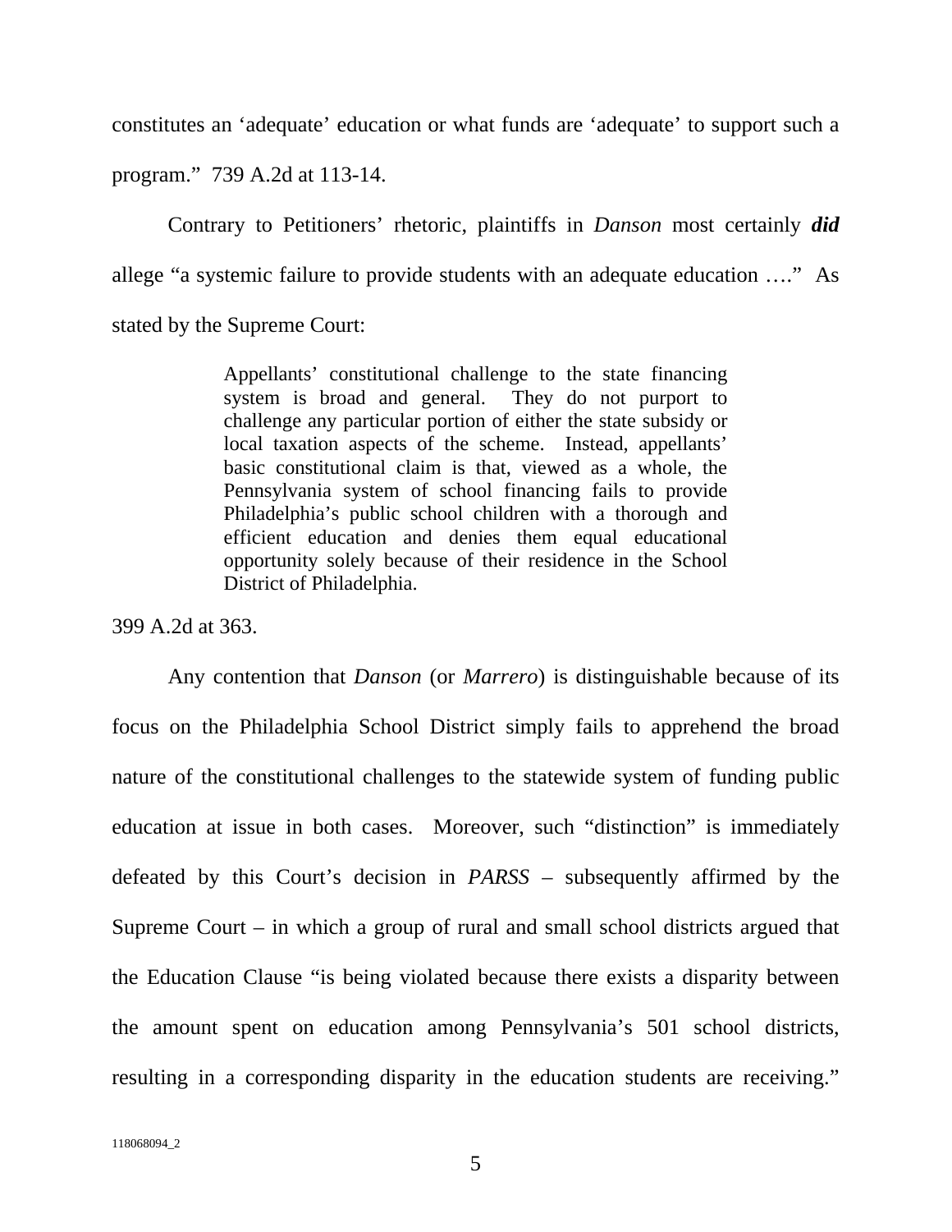constitutes an 'adequate' education or what funds are 'adequate' to support such a program." 739 A.2d at 113-14.

Contrary to Petitioners' rhetoric, plaintiffs in *Danson* most certainly ***did*** allege "a systemic failure to provide students with an adequate education …." As stated by the Supreme Court:

> Appellants' constitutional challenge to the state financing system is broad and general. They do not purport to challenge any particular portion of either the state subsidy or local taxation aspects of the scheme. Instead, appellants' basic constitutional claim is that, viewed as a whole, the Pennsylvania system of school financing fails to provide Philadelphia's public school children with a thorough and efficient education and denies them equal educational opportunity solely because of their residence in the School District of Philadelphia.

399 A.2d at 363.

Any contention that *Danson* (or *Marrero*) is distinguishable because of its focus on the Philadelphia School District simply fails to apprehend the broad nature of the constitutional challenges to the statewide system of funding public education at issue in both cases. Moreover, such "distinction" is immediately defeated by this Court's decision in *PARSS* – subsequently affirmed by the Supreme Court – in which a group of rural and small school districts argued that the Education Clause "is being violated because there exists a disparity between the amount spent on education among Pennsylvania's 501 school districts, resulting in a corresponding disparity in the education students are receiving."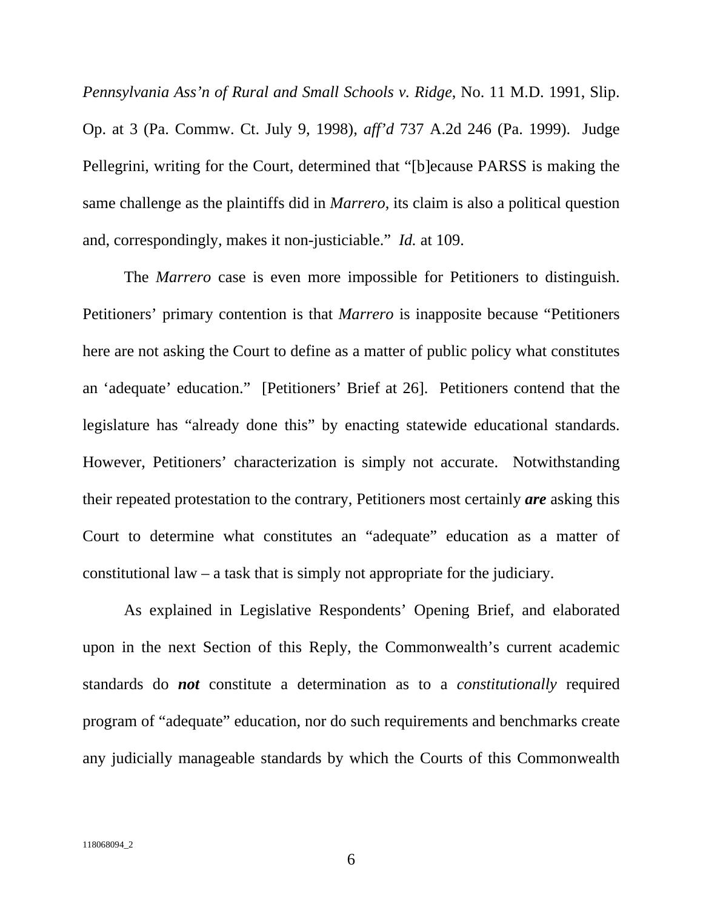*Pennsylvania Ass'n of Rural and Small Schools v. Ridge*, No. 11 M.D. 1991, Slip. Op. at 3 (Pa. Commw. Ct. July 9, 1998), *aff'd* 737 A.2d 246 (Pa. 1999). Judge Pellegrini, writing for the Court, determined that "[b]ecause PARSS is making the same challenge as the plaintiffs did in *Marrero*, its claim is also a political question and, correspondingly, makes it non-justiciable." *Id.* at 109.

The *Marrero* case is even more impossible for Petitioners to distinguish. Petitioners' primary contention is that *Marrero* is inapposite because "Petitioners here are not asking the Court to define as a matter of public policy what constitutes an 'adequate' education." [Petitioners' Brief at 26]. Petitioners contend that the legislature has "already done this" by enacting statewide educational standards. However, Petitioners' characterization is simply not accurate. Notwithstanding their repeated protestation to the contrary, Petitioners most certainly ***are*** asking this Court to determine what constitutes an "adequate" education as a matter of constitutional law – a task that is simply not appropriate for the judiciary.

As explained in Legislative Respondents' Opening Brief, and elaborated upon in the next Section of this Reply, the Commonwealth's current academic standards do ***not*** constitute a determination as to a *constitutionally* required program of "adequate" education, nor do such requirements and benchmarks create any judicially manageable standards by which the Courts of this Commonwealth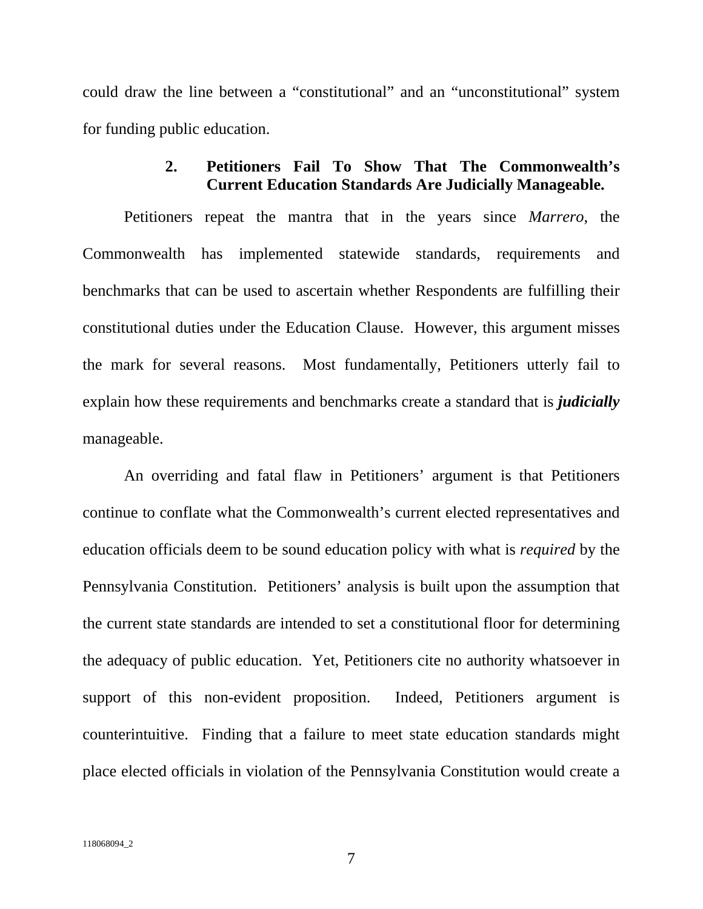could draw the line between a "constitutional" and an "unconstitutional" system for funding public education.

### 2. Petitioners Fail To Show That The Commonwealth's Current Education Standards Are Judicially Manageable.

Petitioners repeat the mantra that in the years since *Marrero*, the Commonwealth has implemented statewide standards, requirements and benchmarks that can be used to ascertain whether Respondents are fulfilling their constitutional duties under the Education Clause. However, this argument misses the mark for several reasons. Most fundamentally, Petitioners utterly fail to explain how these requirements and benchmarks create a standard that is ***judicially*** manageable.

An overriding and fatal flaw in Petitioners' argument is that Petitioners continue to conflate what the Commonwealth's current elected representatives and education officials deem to be sound education policy with what is *required* by the Pennsylvania Constitution. Petitioners' analysis is built upon the assumption that the current state standards are intended to set a constitutional floor for determining the adequacy of public education. Yet, Petitioners cite no authority whatsoever in support of this non-evident proposition. Indeed, Petitioners argument is counterintuitive. Finding that a failure to meet state education standards might place elected officials in violation of the Pennsylvania Constitution would create a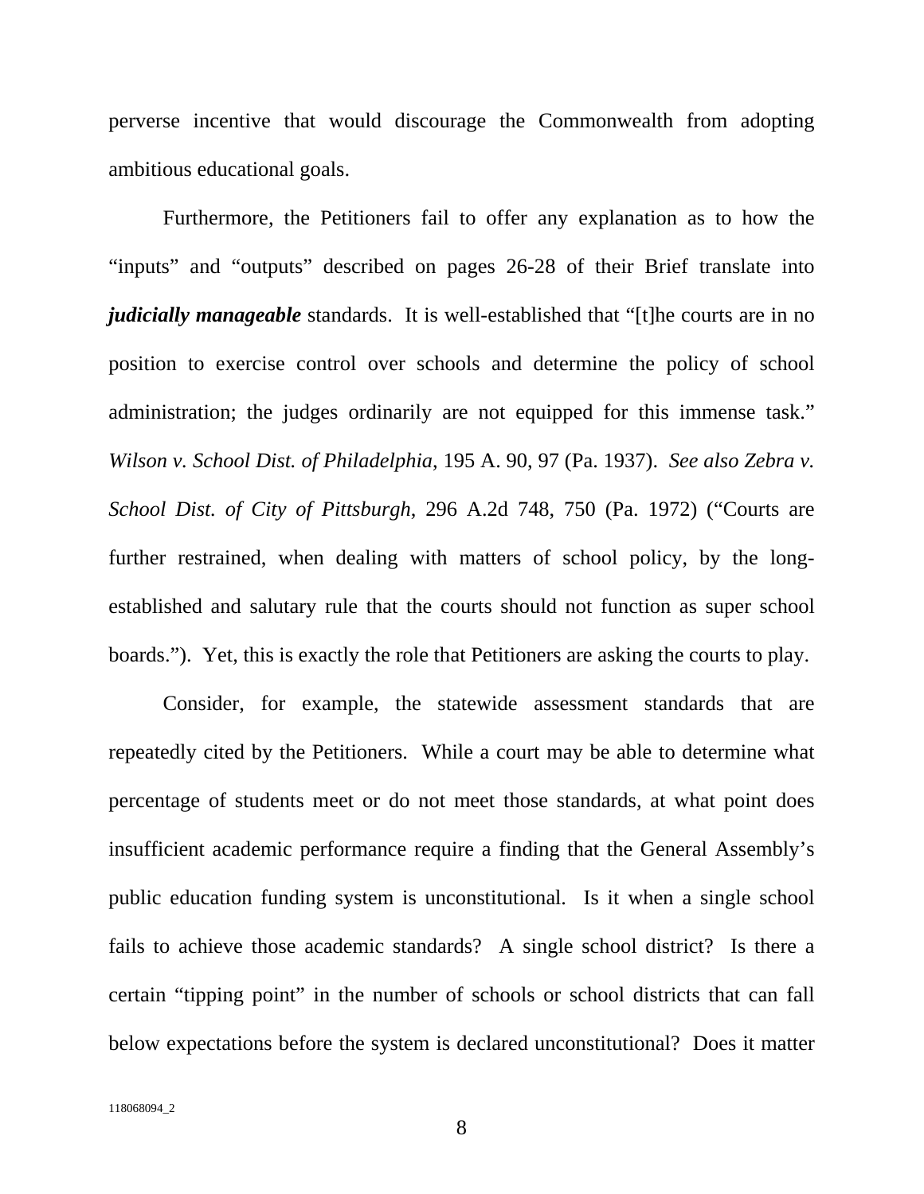perverse incentive that would discourage the Commonwealth from adopting ambitious educational goals.

Furthermore, the Petitioners fail to offer any explanation as to how the "inputs" and "outputs" described on pages 26-28 of their Brief translate into ***judicially manageable*** standards. It is well-established that "[t]he courts are in no position to exercise control over schools and determine the policy of school administration; the judges ordinarily are not equipped for this immense task." *Wilson v. School Dist. of Philadelphia*, 195 A. 90, 97 (Pa. 1937). *See also Zebra v. School Dist. of City of Pittsburgh*, 296 A.2d 748, 750 (Pa. 1972) ("Courts are further restrained, when dealing with matters of school policy, by the long-established and salutary rule that the courts should not function as super school boards."). Yet, this is exactly the role that Petitioners are asking the courts to play.

Consider, for example, the statewide assessment standards that are repeatedly cited by the Petitioners. While a court may be able to determine what percentage of students meet or do not meet those standards, at what point does insufficient academic performance require a finding that the General Assembly's public education funding system is unconstitutional. Is it when a single school fails to achieve those academic standards? A single school district? Is there a certain "tipping point" in the number of schools or school districts that can fall below expectations before the system is declared unconstitutional? Does it matter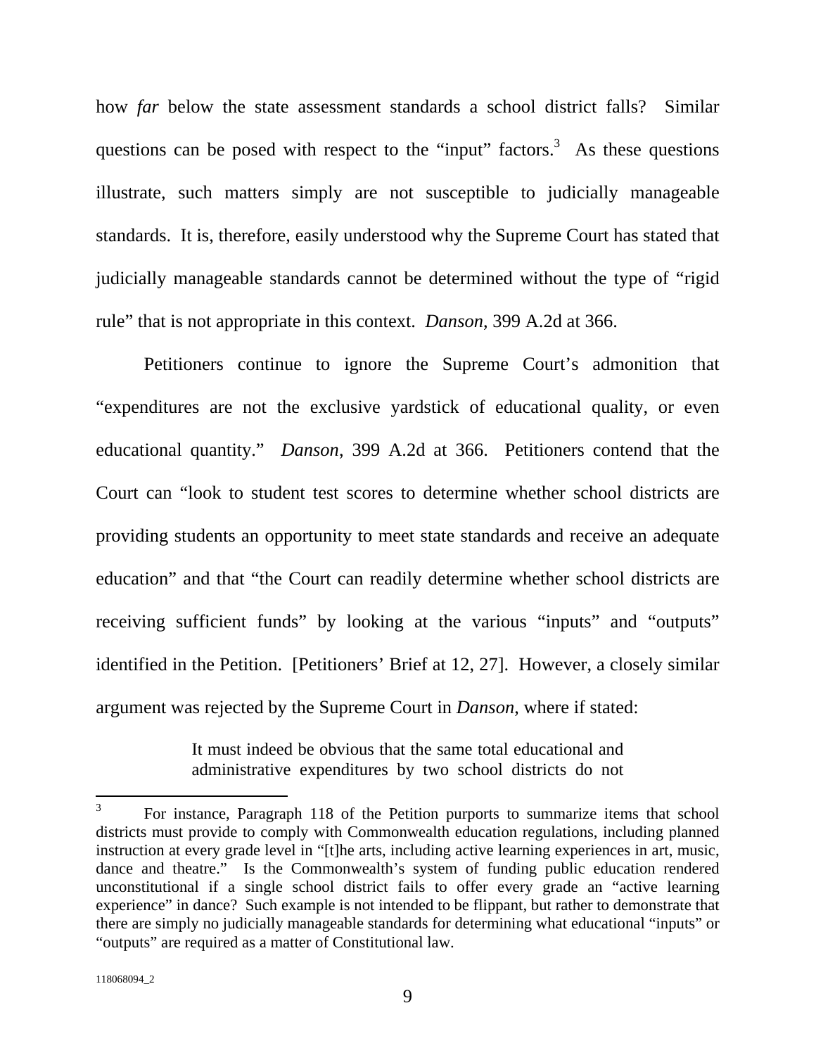how *far* below the state assessment standards a school district falls? Similar questions can be posed with respect to the "input" factors.[3] As these questions illustrate, such matters simply are not susceptible to judicially manageable standards. It is, therefore, easily understood why the Supreme Court has stated that judicially manageable standards cannot be determined without the type of "rigid rule" that is not appropriate in this context. *Danson*, 399 A.2d at 366.

Petitioners continue to ignore the Supreme Court's admonition that "expenditures are not the exclusive yardstick of educational quality, or even educational quantity." *Danson*, 399 A.2d at 366. Petitioners contend that the Court can "look to student test scores to determine whether school districts are providing students an opportunity to meet state standards and receive an adequate education" and that "the Court can readily determine whether school districts are receiving sufficient funds" by looking at the various "inputs" and "outputs" identified in the Petition. [Petitioners' Brief at 12, 27]. However, a closely similar argument was rejected by the Supreme Court in *Danson*, where if stated:

> It must indeed be obvious that the same total educational and administrative expenditures by two school districts do not

---

[3] For instance, Paragraph 118 of the Petition purports to summarize items that school districts must provide to comply with Commonwealth education regulations, including planned instruction at every grade level in "[t]he arts, including active learning experiences in art, music, dance and theatre." Is the Commonwealth's system of funding public education rendered unconstitutional if a single school district fails to offer every grade an "active learning experience" in dance? Such example is not intended to be flippant, but rather to demonstrate that there are simply no judicially manageable standards for determining what educational "inputs" or "outputs" are required as a matter of Constitutional law.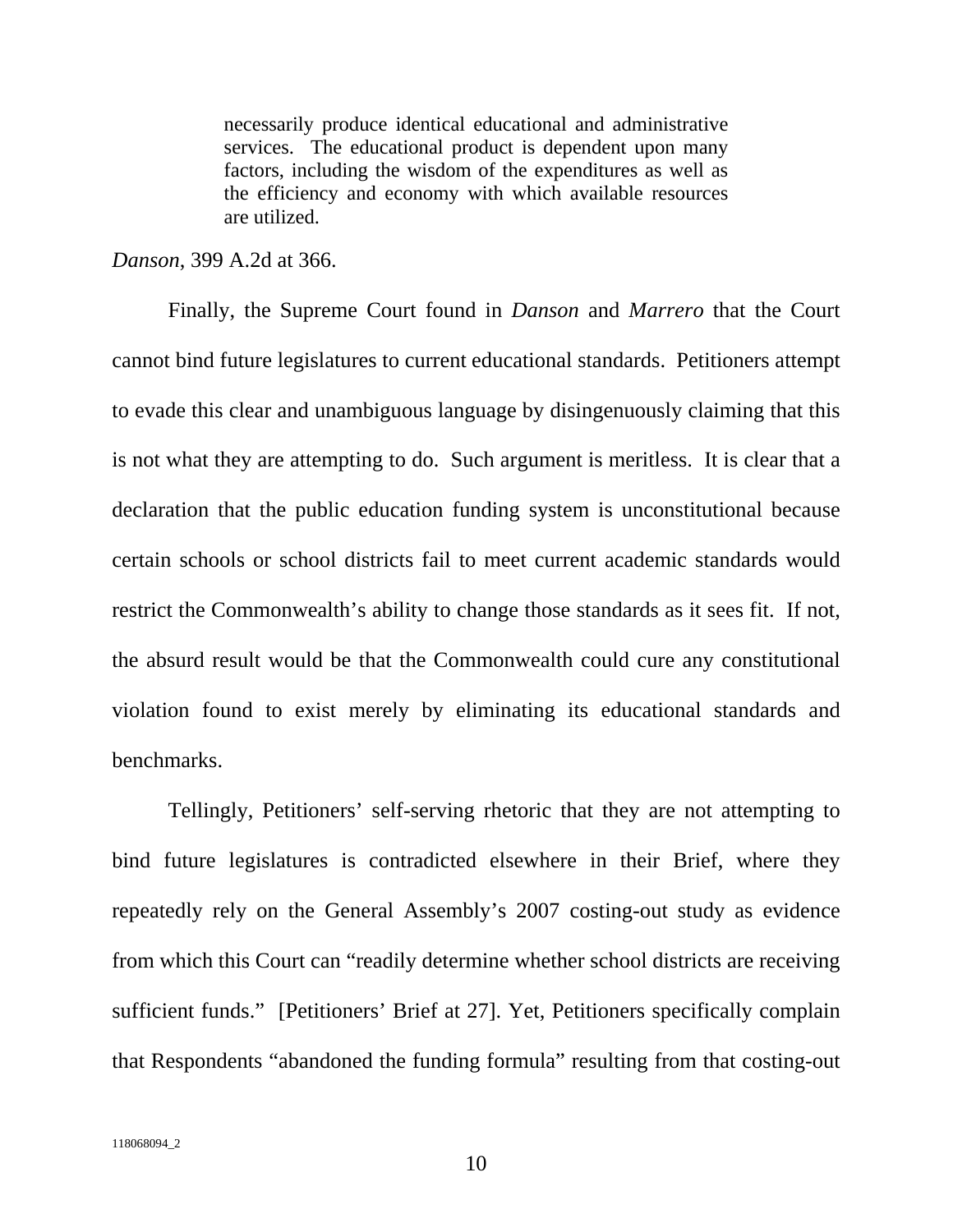> necessarily produce identical educational and administrative services. The educational product is dependent upon many factors, including the wisdom of the expenditures as well as the efficiency and economy with which available resources are utilized.

*Danson*, 399 A.2d at 366.

Finally, the Supreme Court found in *Danson* and *Marrero* that the Court cannot bind future legislatures to current educational standards. Petitioners attempt to evade this clear and unambiguous language by disingenuously claiming that this is not what they are attempting to do. Such argument is meritless. It is clear that a declaration that the public education funding system is unconstitutional because certain schools or school districts fail to meet current academic standards would restrict the Commonwealth's ability to change those standards as it sees fit. If not, the absurd result would be that the Commonwealth could cure any constitutional violation found to exist merely by eliminating its educational standards and benchmarks.

Tellingly, Petitioners' self-serving rhetoric that they are not attempting to bind future legislatures is contradicted elsewhere in their Brief, where they repeatedly rely on the General Assembly's 2007 costing-out study as evidence from which this Court can "readily determine whether school districts are receiving sufficient funds." [Petitioners' Brief at 27]. Yet, Petitioners specifically complain that Respondents "abandoned the funding formula" resulting from that costing-out

118068094_2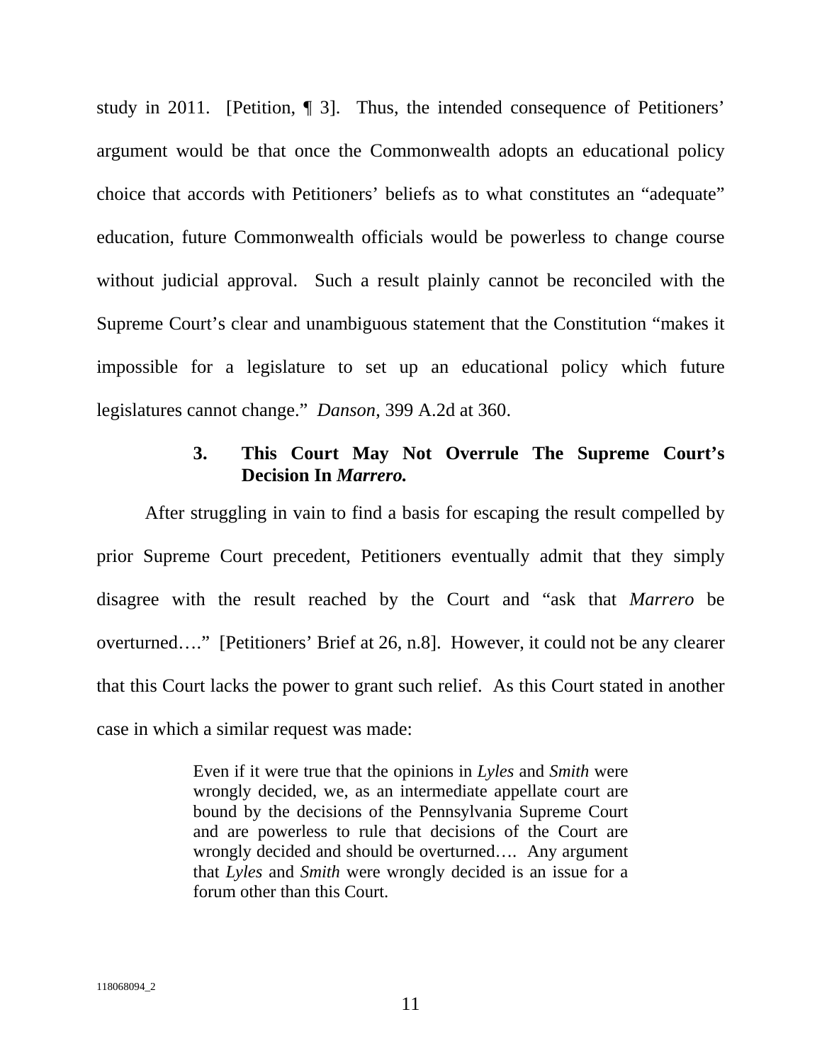study in 2011. [Petition, ¶ 3]. Thus, the intended consequence of Petitioners' argument would be that once the Commonwealth adopts an educational policy choice that accords with Petitioners' beliefs as to what constitutes an "adequate" education, future Commonwealth officials would be powerless to change course without judicial approval. Such a result plainly cannot be reconciled with the Supreme Court's clear and unambiguous statement that the Constitution "makes it impossible for a legislature to set up an educational policy which future legislatures cannot change." *Danson*, 399 A.2d at 360.

### 3. This Court May Not Overrule The Supreme Court's Decision In *Marrero.*

After struggling in vain to find a basis for escaping the result compelled by prior Supreme Court precedent, Petitioners eventually admit that they simply disagree with the result reached by the Court and "ask that *Marrero* be overturned…." [Petitioners' Brief at 26, n.8]. However, it could not be any clearer that this Court lacks the power to grant such relief. As this Court stated in another case in which a similar request was made:

> Even if it were true that the opinions in *Lyles* and *Smith* were wrongly decided, we, as an intermediate appellate court are bound by the decisions of the Pennsylvania Supreme Court and are powerless to rule that decisions of the Court are wrongly decided and should be overturned…. Any argument that *Lyles* and *Smith* were wrongly decided is an issue for a forum other than this Court.

118068094_2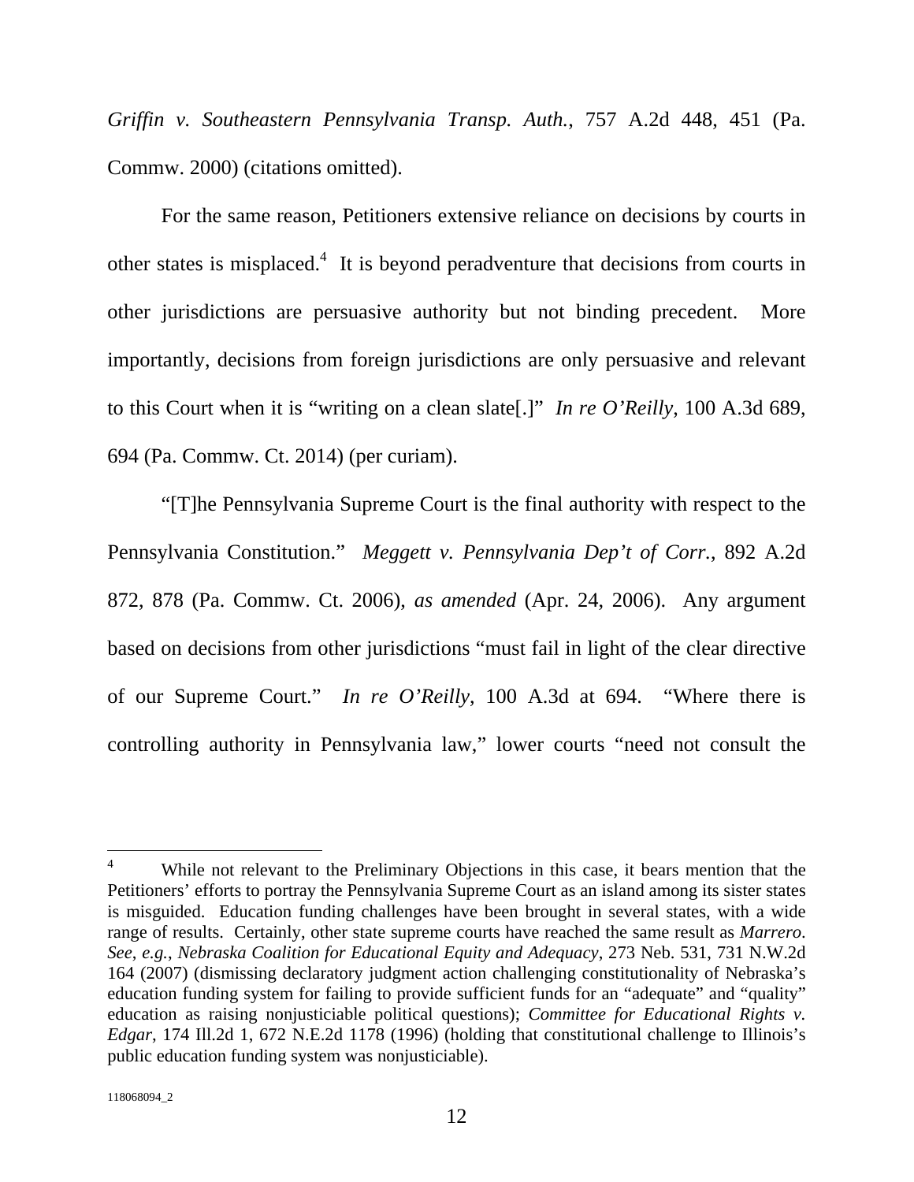*Griffin v. Southeastern Pennsylvania Transp. Auth.*, 757 A.2d 448, 451 (Pa. Commw. 2000) (citations omitted).

For the same reason, Petitioners extensive reliance on decisions by courts in other states is misplaced.[4] It is beyond peradventure that decisions from courts in other jurisdictions are persuasive authority but not binding precedent. More importantly, decisions from foreign jurisdictions are only persuasive and relevant to this Court when it is "writing on a clean slate[.]" *In re O'Reilly*, 100 A.3d 689, 694 (Pa. Commw. Ct. 2014) (per curiam).

"[T]he Pennsylvania Supreme Court is the final authority with respect to the Pennsylvania Constitution." *Meggett v. Pennsylvania Dep't of Corr.*, 892 A.2d 872, 878 (Pa. Commw. Ct. 2006), *as amended* (Apr. 24, 2006). Any argument based on decisions from other jurisdictions "must fail in light of the clear directive of our Supreme Court." *In re O'Reilly*, 100 A.3d at 694. "Where there is controlling authority in Pennsylvania law," lower courts "need not consult the

---

[4] While not relevant to the Preliminary Objections in this case, it bears mention that the Petitioners' efforts to portray the Pennsylvania Supreme Court as an island among its sister states is misguided. Education funding challenges have been brought in several states, with a wide range of results. Certainly, other state supreme courts have reached the same result as *Marrero*. *See*, *e.g.*, *Nebraska Coalition for Educational Equity and Adequacy*, 273 Neb. 531, 731 N.W.2d 164 (2007) (dismissing declaratory judgment action challenging constitutionality of Nebraska's education funding system for failing to provide sufficient funds for an "adequate" and "quality" education as raising nonjusticiable political questions); *Committee for Educational Rights v. Edgar*, 174 Ill.2d 1, 672 N.E.2d 1178 (1996) (holding that constitutional challenge to Illinois's public education funding system was nonjusticiable).

118068094_2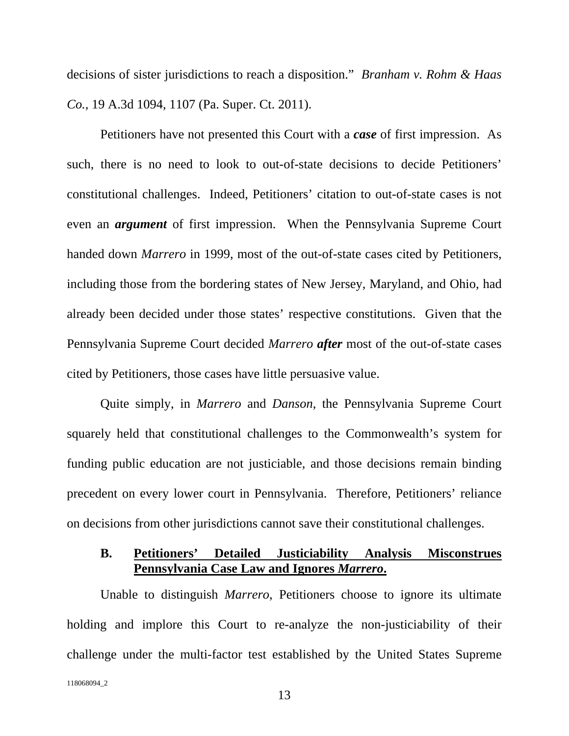decisions of sister jurisdictions to reach a disposition." *Branham v. Rohm & Haas Co.*, 19 A.3d 1094, 1107 (Pa. Super. Ct. 2011).

Petitioners have not presented this Court with a ***case*** of first impression. As such, there is no need to look to out-of-state decisions to decide Petitioners' constitutional challenges. Indeed, Petitioners' citation to out-of-state cases is not even an ***argument*** of first impression. When the Pennsylvania Supreme Court handed down *Marrero* in 1999, most of the out-of-state cases cited by Petitioners, including those from the bordering states of New Jersey, Maryland, and Ohio, had already been decided under those states' respective constitutions. Given that the Pennsylvania Supreme Court decided *Marrero* ***after*** most of the out-of-state cases cited by Petitioners, those cases have little persuasive value.

Quite simply, in *Marrero* and *Danson*, the Pennsylvania Supreme Court squarely held that constitutional challenges to the Commonwealth's system for funding public education are not justiciable, and those decisions remain binding precedent on every lower court in Pennsylvania. Therefore, Petitioners' reliance on decisions from other jurisdictions cannot save their constitutional challenges.

### B. Petitioners' Detailed Justiciability Analysis Misconstrues Pennsylvania Case Law and Ignores *Marrero*.

Unable to distinguish *Marrero*, Petitioners choose to ignore its ultimate holding and implore this Court to re-analyze the non-justiciability of their challenge under the multi-factor test established by the United States Supreme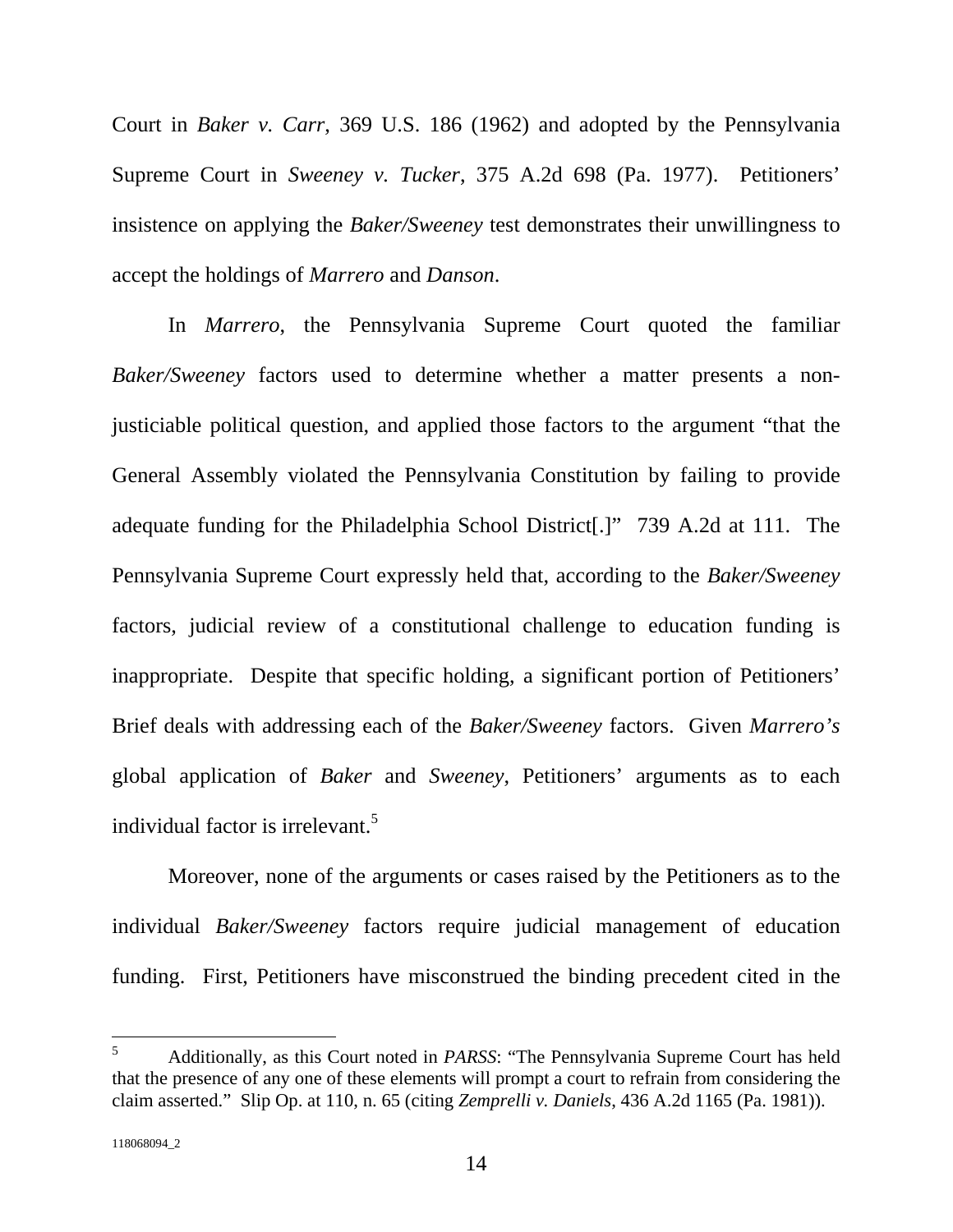Court in *Baker v. Carr*, 369 U.S. 186 (1962) and adopted by the Pennsylvania Supreme Court in *Sweeney v. Tucker*, 375 A.2d 698 (Pa. 1977). Petitioners' insistence on applying the *Baker/Sweeney* test demonstrates their unwillingness to accept the holdings of *Marrero* and *Danson*.

In *Marrero*, the Pennsylvania Supreme Court quoted the familiar *Baker/Sweeney* factors used to determine whether a matter presents a non-justiciable political question, and applied those factors to the argument "that the General Assembly violated the Pennsylvania Constitution by failing to provide adequate funding for the Philadelphia School District[.]" 739 A.2d at 111. The Pennsylvania Supreme Court expressly held that, according to the *Baker/Sweeney* factors, judicial review of a constitutional challenge to education funding is inappropriate. Despite that specific holding, a significant portion of Petitioners' Brief deals with addressing each of the *Baker/Sweeney* factors. Given *Marrero's* global application of *Baker* and *Sweeney*, Petitioners' arguments as to each individual factor is irrelevant.[5]

Moreover, none of the arguments or cases raised by the Petitioners as to the individual *Baker/Sweeney* factors require judicial management of education funding. First, Petitioners have misconstrued the binding precedent cited in the

---

[5] Additionally, as this Court noted in *PARSS*: "The Pennsylvania Supreme Court has held that the presence of any one of these elements will prompt a court to refrain from considering the claim asserted." Slip Op. at 110, n. 65 (citing *Zemprelli v. Daniels*, 436 A.2d 1165 (Pa. 1981)).

118068094_2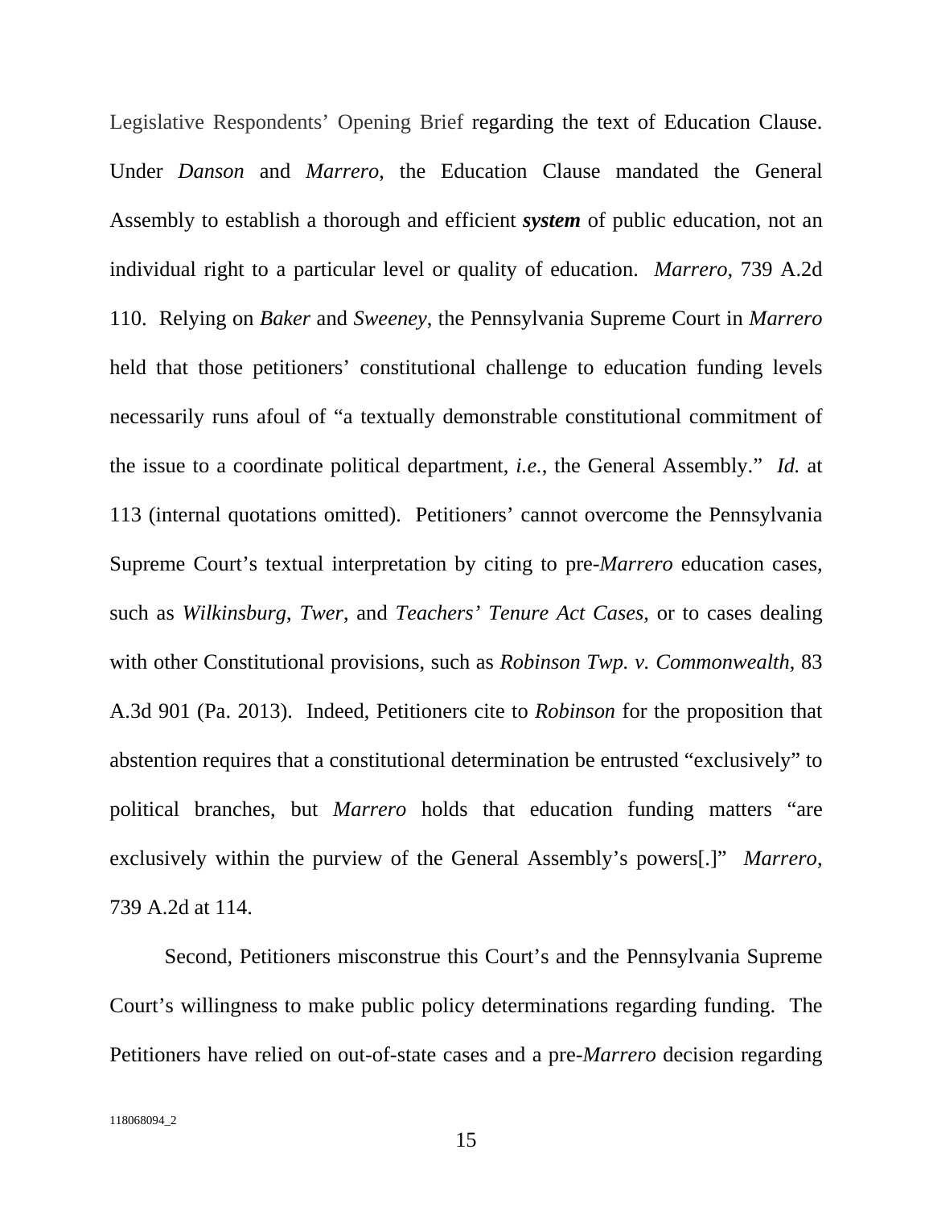Legislative Respondents' Opening Brief regarding the text of Education Clause. Under *Danson* and *Marrero,* the Education Clause mandated the General Assembly to establish a thorough and efficient ***system*** of public education, not an individual right to a particular level or quality of education. *Marrero*, 739 A.2d 110. Relying on *Baker* and *Sweeney*, the Pennsylvania Supreme Court in *Marrero* held that those petitioners' constitutional challenge to education funding levels necessarily runs afoul of "a textually demonstrable constitutional commitment of the issue to a coordinate political department, *i.e.*, the General Assembly." *Id.* at 113 (internal quotations omitted). Petitioners' cannot overcome the Pennsylvania Supreme Court's textual interpretation by citing to pre-*Marrero* education cases, such as *Wilkinsburg*, *Twer*, and *Teachers' Tenure Act Cases*, or to cases dealing with other Constitutional provisions, such as *Robinson Twp. v. Commonwealth*, 83 A.3d 901 (Pa. 2013). Indeed, Petitioners cite to *Robinson* for the proposition that abstention requires that a constitutional determination be entrusted "exclusively" to political branches, but *Marrero* holds that education funding matters "are exclusively within the purview of the General Assembly's powers[.]" *Marrero,* 739 A.2d at 114.

Second, Petitioners misconstrue this Court's and the Pennsylvania Supreme Court's willingness to make public policy determinations regarding funding. The Petitioners have relied on out-of-state cases and a pre-*Marrero* decision regarding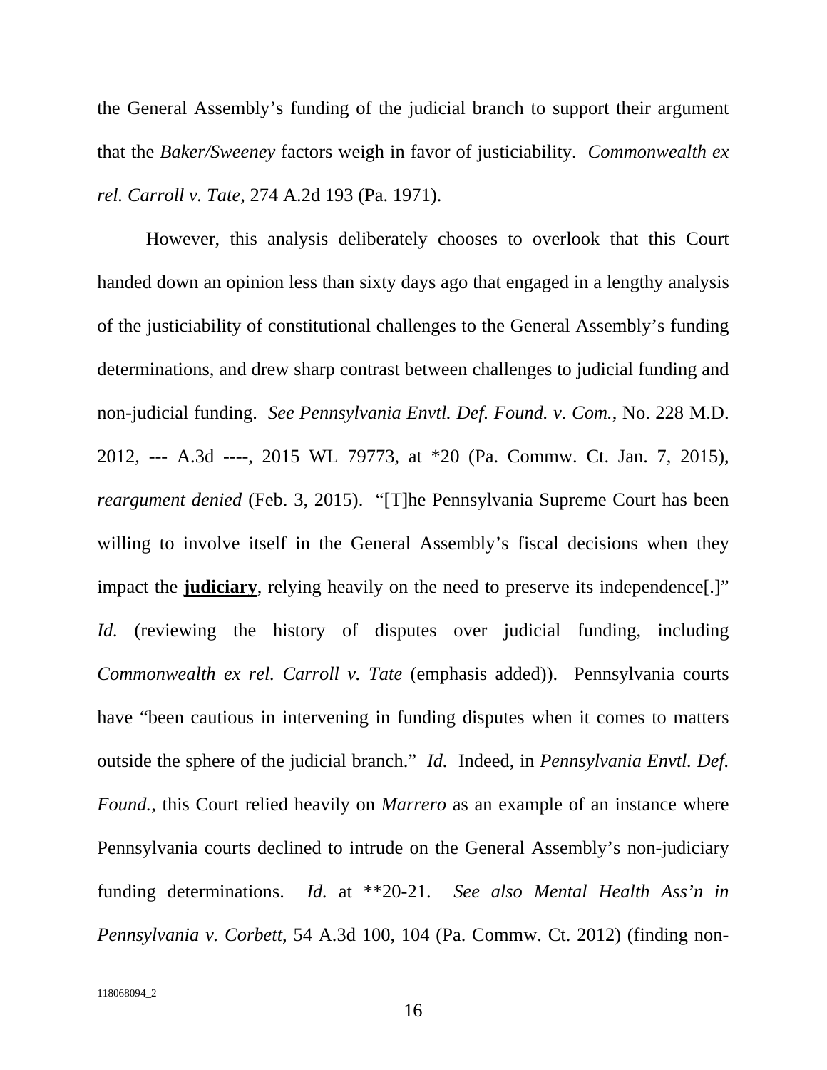the General Assembly's funding of the judicial branch to support their argument that the *Baker/Sweeney* factors weigh in favor of justiciability. *Commonwealth ex rel. Carroll v. Tate*, 274 A.2d 193 (Pa. 1971).

However, this analysis deliberately chooses to overlook that this Court handed down an opinion less than sixty days ago that engaged in a lengthy analysis of the justiciability of constitutional challenges to the General Assembly's funding determinations, and drew sharp contrast between challenges to judicial funding and non-judicial funding. *See Pennsylvania Envtl. Def. Found. v. Com.*, No. 228 M.D. 2012, --- A.3d ----, 2015 WL 79773, at *20 (Pa. Commw. Ct. Jan. 7, 2015), *reargument denied* (Feb. 3, 2015). "[T]he Pennsylvania Supreme Court has been willing to involve itself in the General Assembly's fiscal decisions when they impact the **judiciary**, relying heavily on the need to preserve its independence[.]" *Id.* (reviewing the history of disputes over judicial funding, including *Commonwealth ex rel. Carroll v. Tate* (emphasis added)). Pennsylvania courts have "been cautious in intervening in funding disputes when it comes to matters outside the sphere of the judicial branch." *Id.* Indeed, in *Pennsylvania Envtl. Def. Found.*, this Court relied heavily on *Marrero* as an example of an instance where Pennsylvania courts declined to intrude on the General Assembly's non-judiciary funding determinations. *Id.* at **20-21. *See also Mental Health Ass'n in Pennsylvania v. Corbett*, 54 A.3d 100, 104 (Pa. Commw. Ct. 2012) (finding non-

118068094_2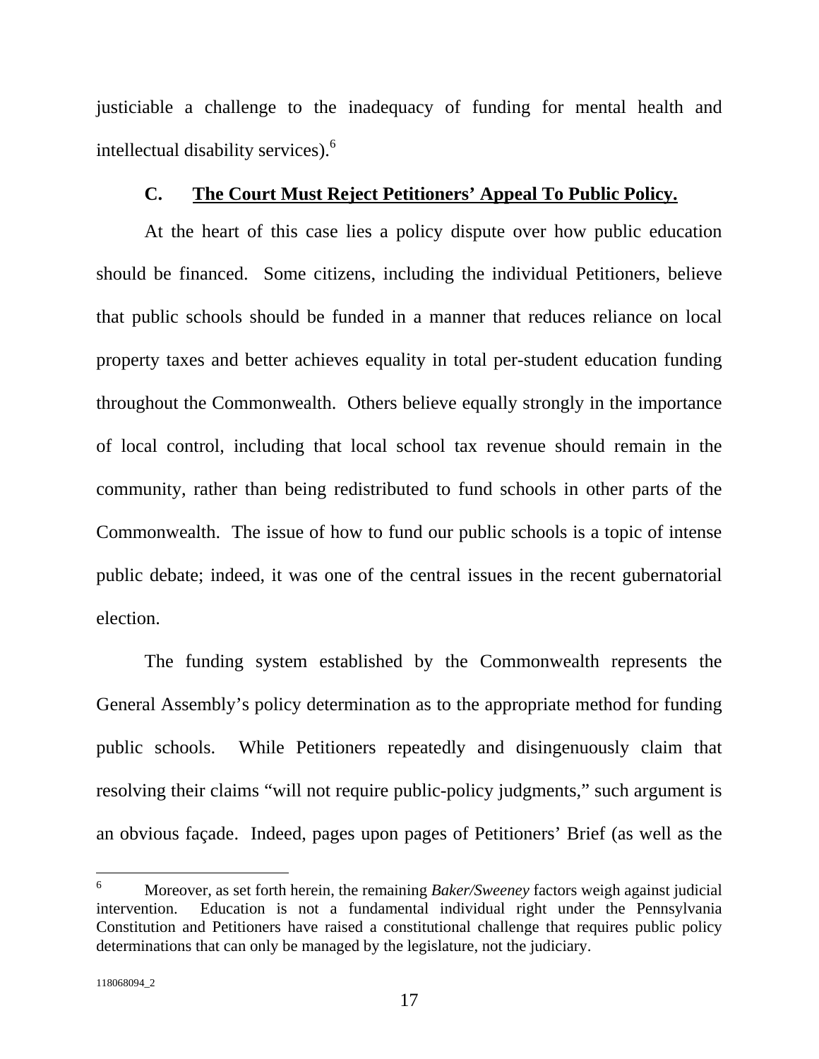justiciable a challenge to the inadequacy of funding for mental health and intellectual disability services).[6]

### C. The Court Must Reject Petitioners' Appeal To Public Policy.

At the heart of this case lies a policy dispute over how public education should be financed. Some citizens, including the individual Petitioners, believe that public schools should be funded in a manner that reduces reliance on local property taxes and better achieves equality in total per-student education funding throughout the Commonwealth. Others believe equally strongly in the importance of local control, including that local school tax revenue should remain in the community, rather than being redistributed to fund schools in other parts of the Commonwealth. The issue of how to fund our public schools is a topic of intense public debate; indeed, it was one of the central issues in the recent gubernatorial election.

The funding system established by the Commonwealth represents the General Assembly's policy determination as to the appropriate method for funding public schools. While Petitioners repeatedly and disingenuously claim that resolving their claims "will not require public-policy judgments," such argument is an obvious façade. Indeed, pages upon pages of Petitioners' Brief (as well as the

[6] Moreover, as set forth herein, the remaining *Baker/Sweeney* factors weigh against judicial intervention. Education is not a fundamental individual right under the Pennsylvania Constitution and Petitioners have raised a constitutional challenge that requires public policy determinations that can only be managed by the legislature, not the judiciary.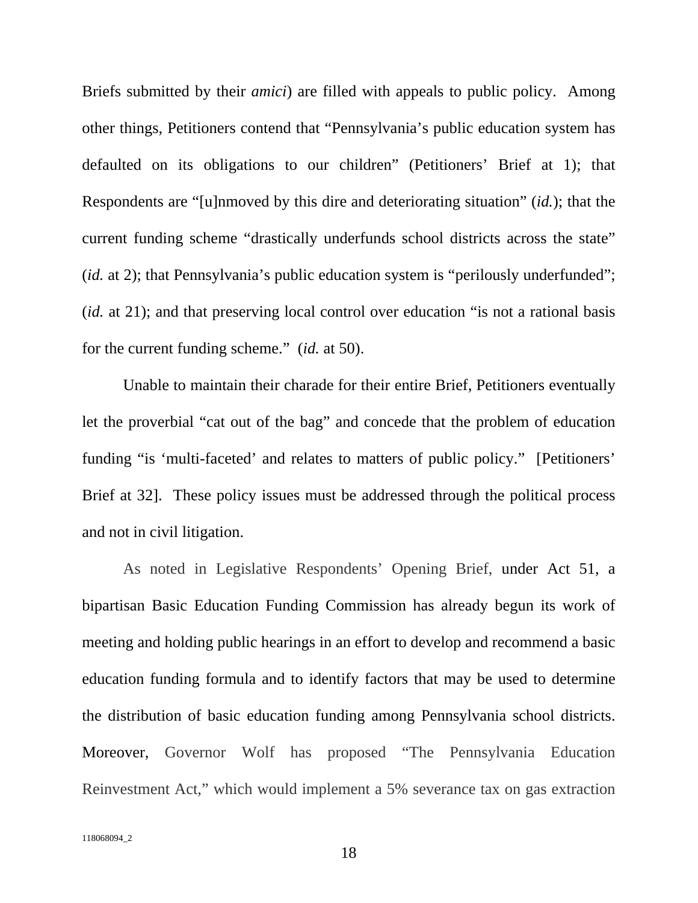Briefs submitted by their *amici*) are filled with appeals to public policy. Among other things, Petitioners contend that "Pennsylvania's public education system has defaulted on its obligations to our children" (Petitioners' Brief at 1); that Respondents are "[u]nmoved by this dire and deteriorating situation" (*id.*); that the current funding scheme "drastically underfunds school districts across the state" (*id.* at 2); that Pennsylvania's public education system is "perilously underfunded"; (*id.* at 21); and that preserving local control over education "is not a rational basis for the current funding scheme." (*id.* at 50).

Unable to maintain their charade for their entire Brief, Petitioners eventually let the proverbial "cat out of the bag" and concede that the problem of education funding "is 'multi-faceted' and relates to matters of public policy." [Petitioners' Brief at 32]. These policy issues must be addressed through the political process and not in civil litigation.

As noted in Legislative Respondents' Opening Brief, under Act 51, a bipartisan Basic Education Funding Commission has already begun its work of meeting and holding public hearings in an effort to develop and recommend a basic education funding formula and to identify factors that may be used to determine the distribution of basic education funding among Pennsylvania school districts. Moreover, Governor Wolf has proposed "The Pennsylvania Education Reinvestment Act," which would implement a 5% severance tax on gas extraction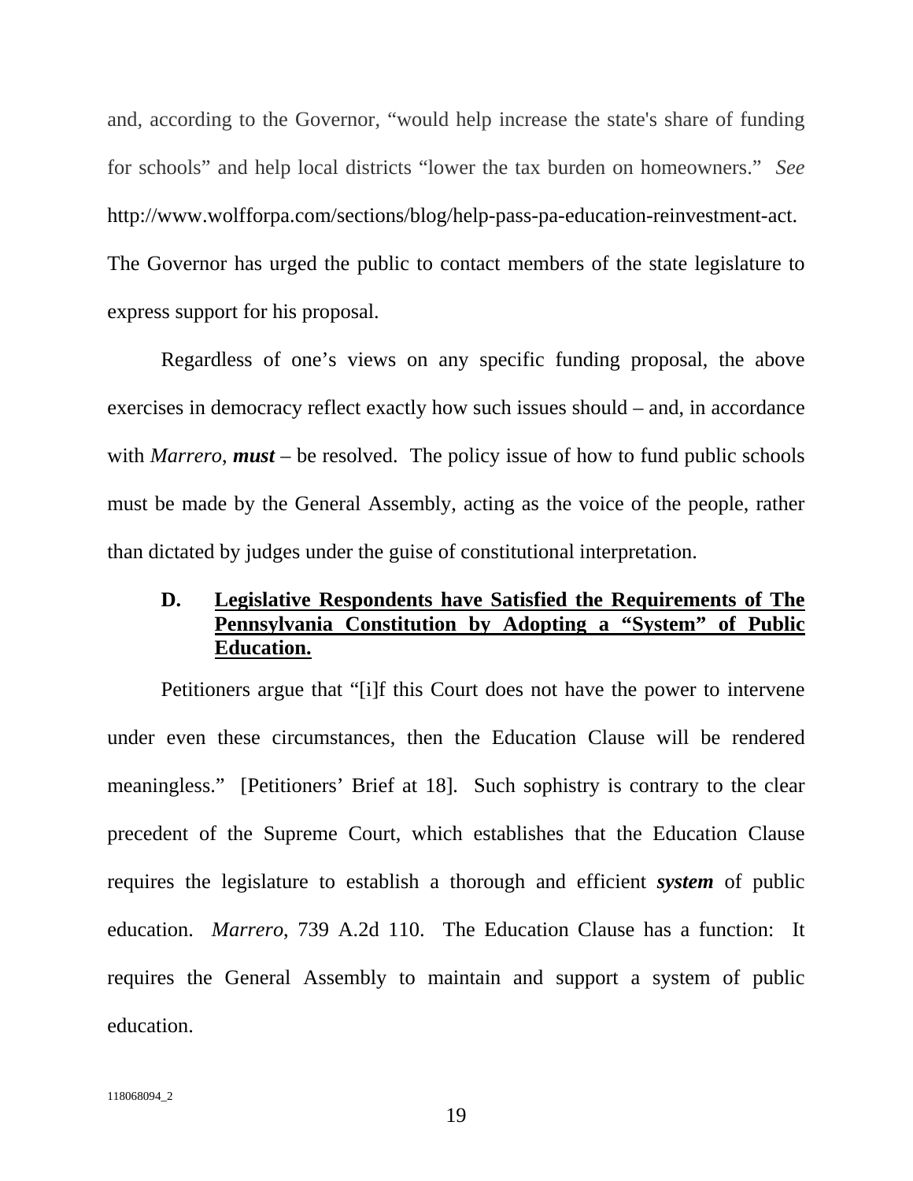and, according to the Governor, "would help increase the state's share of funding for schools" and help local districts "lower the tax burden on homeowners." *See* http://www.wolfforpa.com/sections/blog/help-pass-pa-education-reinvestment-act. The Governor has urged the public to contact members of the state legislature to express support for his proposal.

Regardless of one's views on any specific funding proposal, the above exercises in democracy reflect exactly how such issues should – and, in accordance with *Marrero*, ***must*** – be resolved. The policy issue of how to fund public schools must be made by the General Assembly, acting as the voice of the people, rather than dictated by judges under the guise of constitutional interpretation.

### D. Legislative Respondents have Satisfied the Requirements of The Pennsylvania Constitution by Adopting a "System" of Public Education.

Petitioners argue that "[i]f this Court does not have the power to intervene under even these circumstances, then the Education Clause will be rendered meaningless." [Petitioners' Brief at 18]. Such sophistry is contrary to the clear precedent of the Supreme Court, which establishes that the Education Clause requires the legislature to establish a thorough and efficient ***system*** of public education. *Marrero*, 739 A.2d 110. The Education Clause has a function: It requires the General Assembly to maintain and support a system of public education.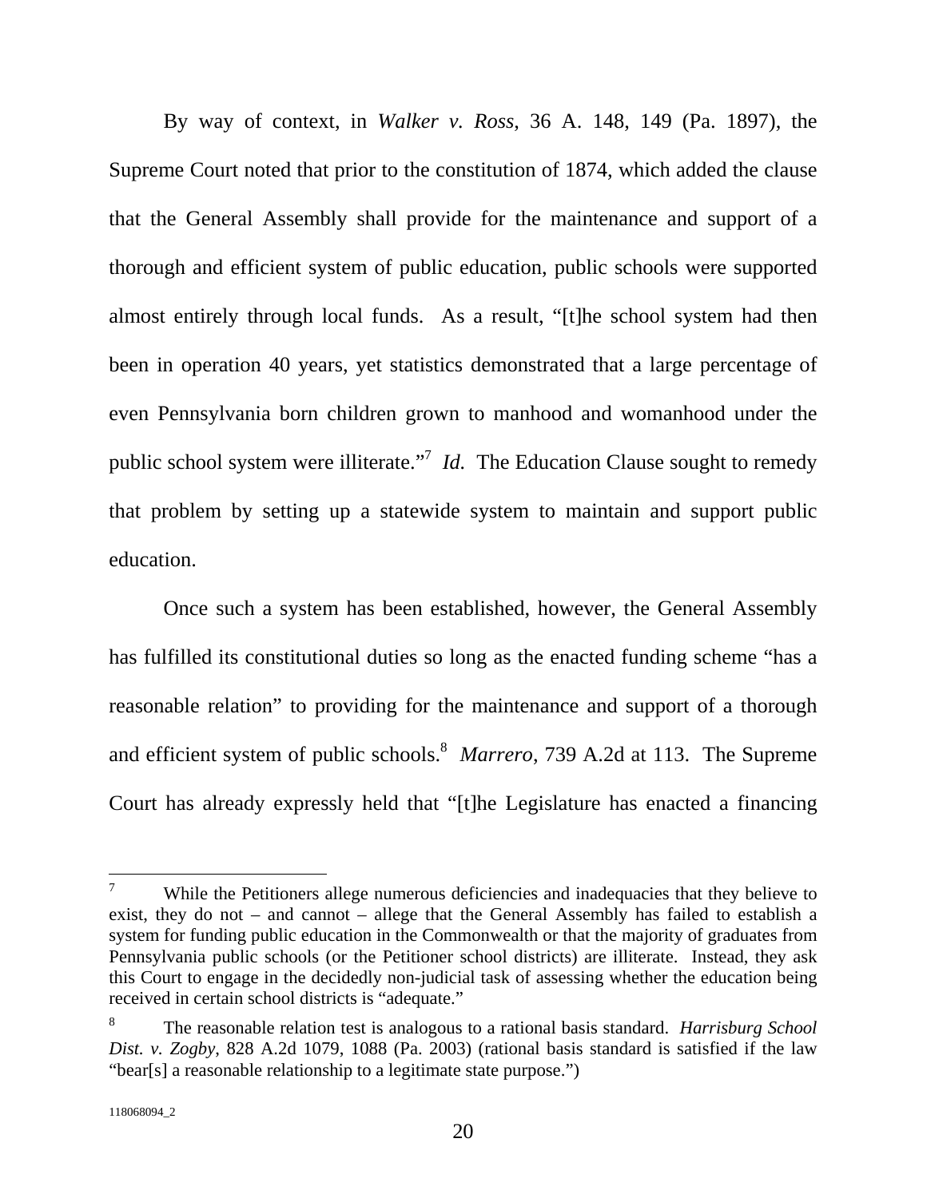By way of context, in *Walker v. Ross*, 36 A. 148, 149 (Pa. 1897), the Supreme Court noted that prior to the constitution of 1874, which added the clause that the General Assembly shall provide for the maintenance and support of a thorough and efficient system of public education, public schools were supported almost entirely through local funds. As a result, "[t]he school system had then been in operation 40 years, yet statistics demonstrated that a large percentage of even Pennsylvania born children grown to manhood and womanhood under the public school system were illiterate."[7] *Id.* The Education Clause sought to remedy that problem by setting up a statewide system to maintain and support public education.

Once such a system has been established, however, the General Assembly has fulfilled its constitutional duties so long as the enacted funding scheme "has a reasonable relation" to providing for the maintenance and support of a thorough and efficient system of public schools.[8] *Marrero*, 739 A.2d at 113. The Supreme Court has already expressly held that "[t]he Legislature has enacted a financing

---

[7] While the Petitioners allege numerous deficiencies and inadequacies that they believe to exist, they do not – and cannot – allege that the General Assembly has failed to establish a system for funding public education in the Commonwealth or that the majority of graduates from Pennsylvania public schools (or the Petitioner school districts) are illiterate. Instead, they ask this Court to engage in the decidedly non-judicial task of assessing whether the education being received in certain school districts is "adequate."

[8] The reasonable relation test is analogous to a rational basis standard. *Harrisburg School Dist. v. Zogby*, 828 A.2d 1079, 1088 (Pa. 2003) (rational basis standard is satisfied if the law "bear[s] a reasonable relationship to a legitimate state purpose.")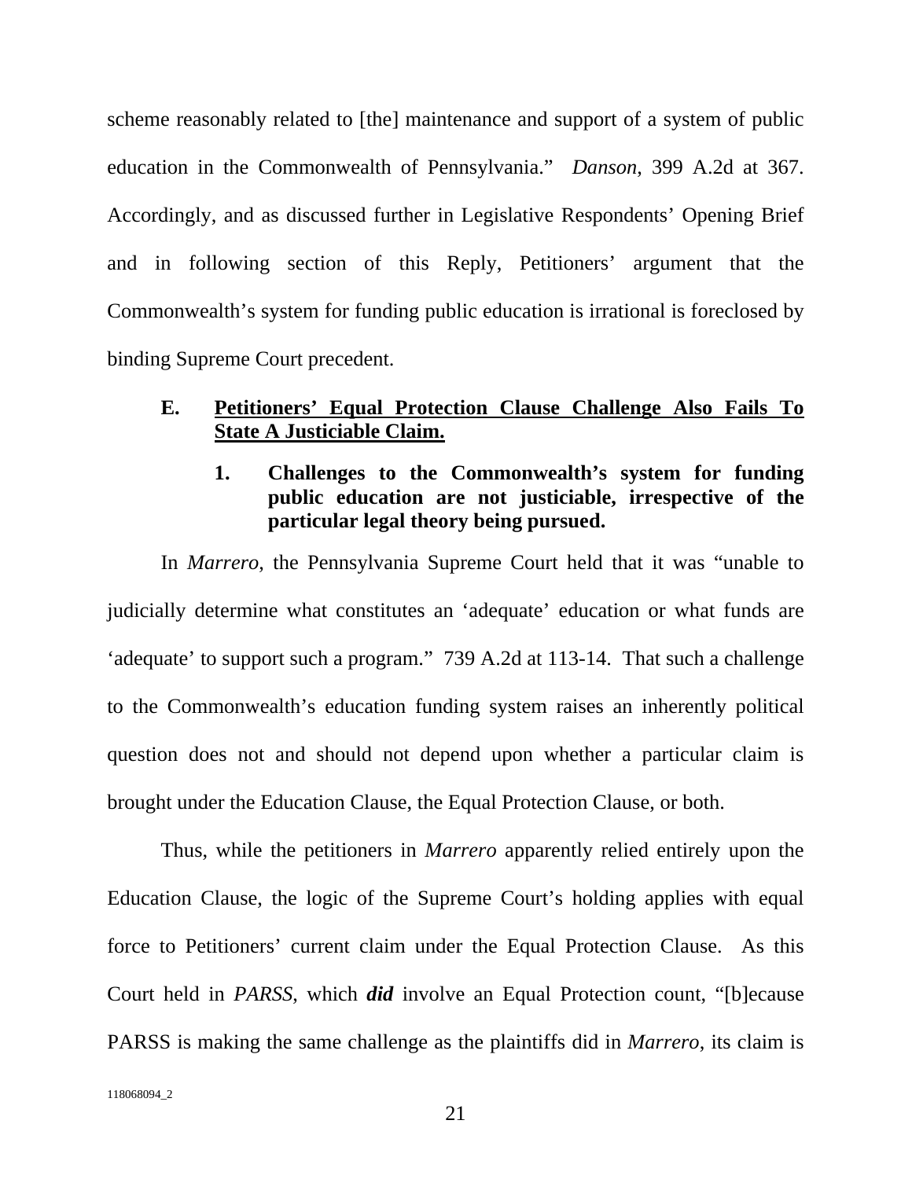scheme reasonably related to [the] maintenance and support of a system of public education in the Commonwealth of Pennsylvania." *Danson*, 399 A.2d at 367. Accordingly, and as discussed further in Legislative Respondents' Opening Brief and in following section of this Reply, Petitioners' argument that the Commonwealth's system for funding public education is irrational is foreclosed by binding Supreme Court precedent.

### E. <u>Petitioners' Equal Protection Clause Challenge Also Fails To State A Justiciable Claim.</u>

#### 1. Challenges to the Commonwealth's system for funding public education are not justiciable, irrespective of the particular legal theory being pursued.

In *Marrero*, the Pennsylvania Supreme Court held that it was "unable to judicially determine what constitutes an 'adequate' education or what funds are 'adequate' to support such a program." 739 A.2d at 113-14. That such a challenge to the Commonwealth's education funding system raises an inherently political question does not and should not depend upon whether a particular claim is brought under the Education Clause, the Equal Protection Clause, or both.

Thus, while the petitioners in *Marrero* apparently relied entirely upon the Education Clause, the logic of the Supreme Court's holding applies with equal force to Petitioners' current claim under the Equal Protection Clause. As this Court held in *PARSS*, which ***did*** involve an Equal Protection count, "[b]ecause PARSS is making the same challenge as the plaintiffs did in *Marrero*, its claim is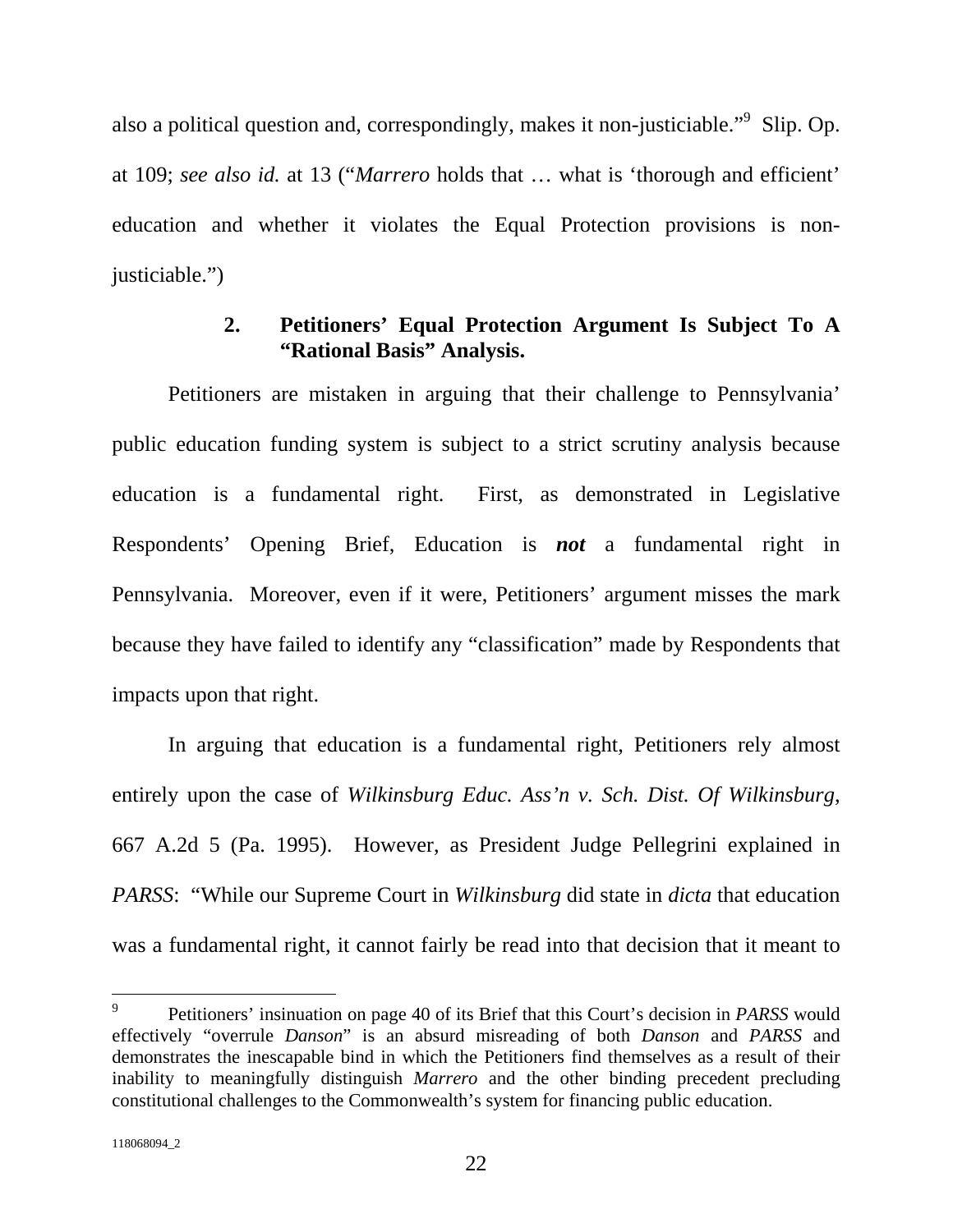also a political question and, correspondingly, makes it non-justiciable."[9] Slip. Op. at 109; *see also id.* at 13 ("*Marrero* holds that … what is 'thorough and efficient' education and whether it violates the Equal Protection provisions is non-justiciable.")

**2. Petitioners' Equal Protection Argument Is Subject To A "Rational Basis" Analysis.**

Petitioners are mistaken in arguing that their challenge to Pennsylvania' public education funding system is subject to a strict scrutiny analysis because education is a fundamental right. First, as demonstrated in Legislative Respondents' Opening Brief, Education is ***not*** a fundamental right in Pennsylvania. Moreover, even if it were, Petitioners' argument misses the mark because they have failed to identify any "classification" made by Respondents that impacts upon that right.

In arguing that education is a fundamental right, Petitioners rely almost entirely upon the case of *Wilkinsburg Educ. Ass'n v. Sch. Dist. Of Wilkinsburg*, 667 A.2d 5 (Pa. 1995). However, as President Judge Pellegrini explained in *PARSS*: "While our Supreme Court in *Wilkinsburg* did state in *dicta* that education was a fundamental right, it cannot fairly be read into that decision that it meant to

---

[9] Petitioners' insinuation on page 40 of its Brief that this Court's decision in *PARSS* would effectively "overrule *Danson*" is an absurd misreading of both *Danson* and *PARSS* and demonstrates the inescapable bind in which the Petitioners find themselves as a result of their inability to meaningfully distinguish *Marrero* and the other binding precedent precluding constitutional challenges to the Commonwealth's system for financing public education.

118068094_2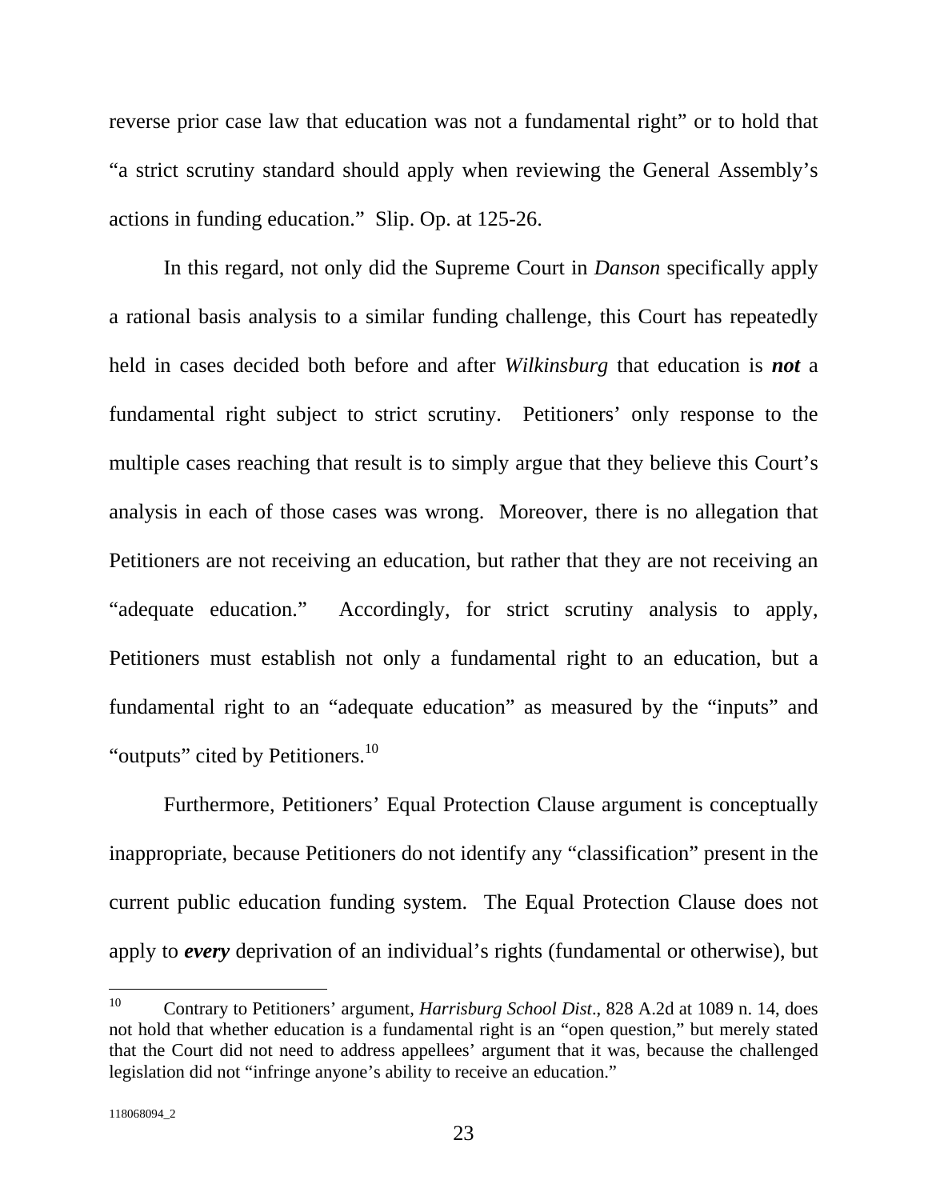reverse prior case law that education was not a fundamental right" or to hold that "a strict scrutiny standard should apply when reviewing the General Assembly's actions in funding education." Slip. Op. at 125-26.

In this regard, not only did the Supreme Court in *Danson* specifically apply a rational basis analysis to a similar funding challenge, this Court has repeatedly held in cases decided both before and after *Wilkinsburg* that education is ***not*** a fundamental right subject to strict scrutiny. Petitioners' only response to the multiple cases reaching that result is to simply argue that they believe this Court's analysis in each of those cases was wrong. Moreover, there is no allegation that Petitioners are not receiving an education, but rather that they are not receiving an "adequate education." Accordingly, for strict scrutiny analysis to apply, Petitioners must establish not only a fundamental right to an education, but a fundamental right to an "adequate education" as measured by the "inputs" and "outputs" cited by Petitioners.[10]

Furthermore, Petitioners' Equal Protection Clause argument is conceptually inappropriate, because Petitioners do not identify any "classification" present in the current public education funding system. The Equal Protection Clause does not apply to ***every*** deprivation of an individual's rights (fundamental or otherwise), but

---

[10] Contrary to Petitioners' argument, *Harrisburg School Dist*., 828 A.2d at 1089 n. 14, does not hold that whether education is a fundamental right is an "open question," but merely stated that the Court did not need to address appellees' argument that it was, because the challenged legislation did not "infringe anyone's ability to receive an education."

118068094_2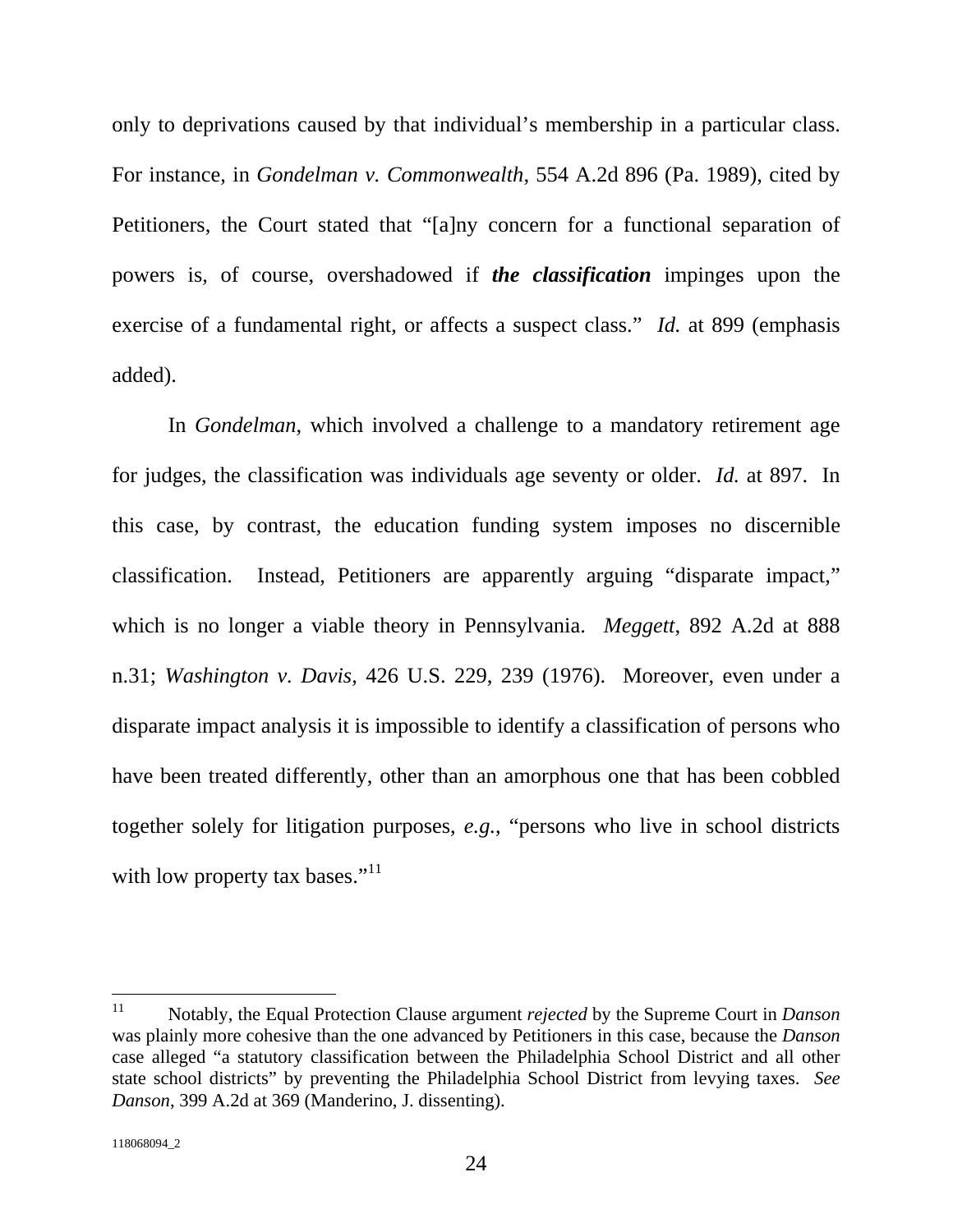only to deprivations caused by that individual's membership in a particular class. For instance, in *Gondelman v. Commonwealth*, 554 A.2d 896 (Pa. 1989), cited by Petitioners, the Court stated that "[a]ny concern for a functional separation of powers is, of course, overshadowed if ***the classification*** impinges upon the exercise of a fundamental right, or affects a suspect class." *Id.* at 899 (emphasis added).

In *Gondelman*, which involved a challenge to a mandatory retirement age for judges, the classification was individuals age seventy or older. *Id.* at 897. In this case, by contrast, the education funding system imposes no discernible classification. Instead, Petitioners are apparently arguing "disparate impact," which is no longer a viable theory in Pennsylvania. *Meggett*, 892 A.2d at 888 n.31; *Washington v. Davis*, 426 U.S. 229, 239 (1976). Moreover, even under a disparate impact analysis it is impossible to identify a classification of persons who have been treated differently, other than an amorphous one that has been cobbled together solely for litigation purposes, *e.g.*, "persons who live in school districts with low property tax bases."[11]

---

[11] Notably, the Equal Protection Clause argument *rejected* by the Supreme Court in *Danson* was plainly more cohesive than the one advanced by Petitioners in this case, because the *Danson* case alleged "a statutory classification between the Philadelphia School District and all other state school districts" by preventing the Philadelphia School District from levying taxes. *See Danson*, 399 A.2d at 369 (Manderino, J. dissenting).

118068094_2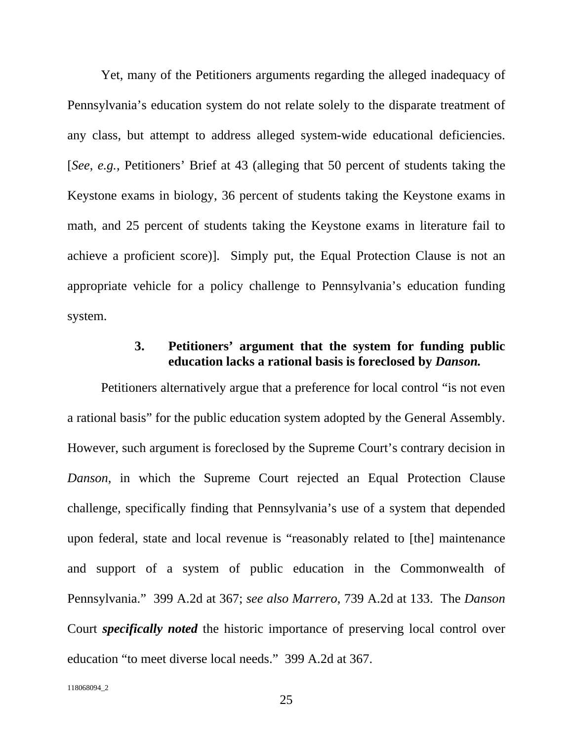Yet, many of the Petitioners arguments regarding the alleged inadequacy of Pennsylvania's education system do not relate solely to the disparate treatment of any class, but attempt to address alleged system-wide educational deficiencies. [*See*, *e.g.*, Petitioners' Brief at 43 (alleging that 50 percent of students taking the Keystone exams in biology, 36 percent of students taking the Keystone exams in math, and 25 percent of students taking the Keystone exams in literature fail to achieve a proficient score)]. Simply put, the Equal Protection Clause is not an appropriate vehicle for a policy challenge to Pennsylvania's education funding system.

### 3. Petitioners' argument that the system for funding public education lacks a rational basis is foreclosed by *Danson.*

Petitioners alternatively argue that a preference for local control "is not even a rational basis" for the public education system adopted by the General Assembly. However, such argument is foreclosed by the Supreme Court's contrary decision in *Danson*, in which the Supreme Court rejected an Equal Protection Clause challenge, specifically finding that Pennsylvania's use of a system that depended upon federal, state and local revenue is "reasonably related to [the] maintenance and support of a system of public education in the Commonwealth of Pennsylvania." 399 A.2d at 367; *see also Marrero*, 739 A.2d at 133. The *Danson* Court ***specifically noted*** the historic importance of preserving local control over education "to meet diverse local needs." 399 A.2d at 367.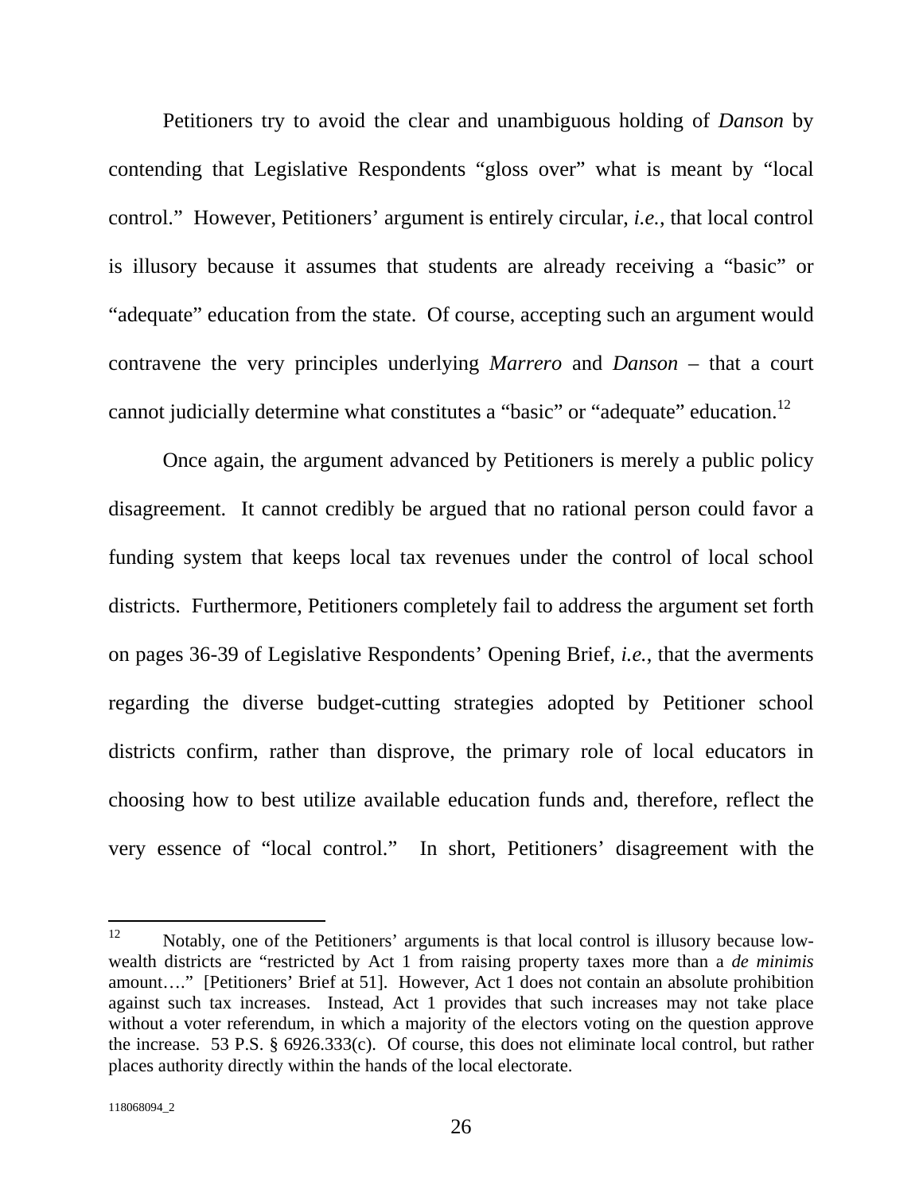Petitioners try to avoid the clear and unambiguous holding of *Danson* by contending that Legislative Respondents "gloss over" what is meant by "local control." However, Petitioners' argument is entirely circular, *i.e.*, that local control is illusory because it assumes that students are already receiving a "basic" or "adequate" education from the state. Of course, accepting such an argument would contravene the very principles underlying *Marrero* and *Danson* – that a court cannot judicially determine what constitutes a "basic" or "adequate" education.[12]

Once again, the argument advanced by Petitioners is merely a public policy disagreement. It cannot credibly be argued that no rational person could favor a funding system that keeps local tax revenues under the control of local school districts. Furthermore, Petitioners completely fail to address the argument set forth on pages 36-39 of Legislative Respondents' Opening Brief, *i.e.*, that the averments regarding the diverse budget-cutting strategies adopted by Petitioner school districts confirm, rather than disprove, the primary role of local educators in choosing how to best utilize available education funds and, therefore, reflect the very essence of "local control." In short, Petitioners' disagreement with the

---

[12] Notably, one of the Petitioners' arguments is that local control is illusory because low-wealth districts are "restricted by Act 1 from raising property taxes more than a *de minimis* amount…." [Petitioners' Brief at 51]. However, Act 1 does not contain an absolute prohibition against such tax increases. Instead, Act 1 provides that such increases may not take place without a voter referendum, in which a majority of the electors voting on the question approve the increase. 53 P.S. § 6926.333(c). Of course, this does not eliminate local control, but rather places authority directly within the hands of the local electorate.

118068094_2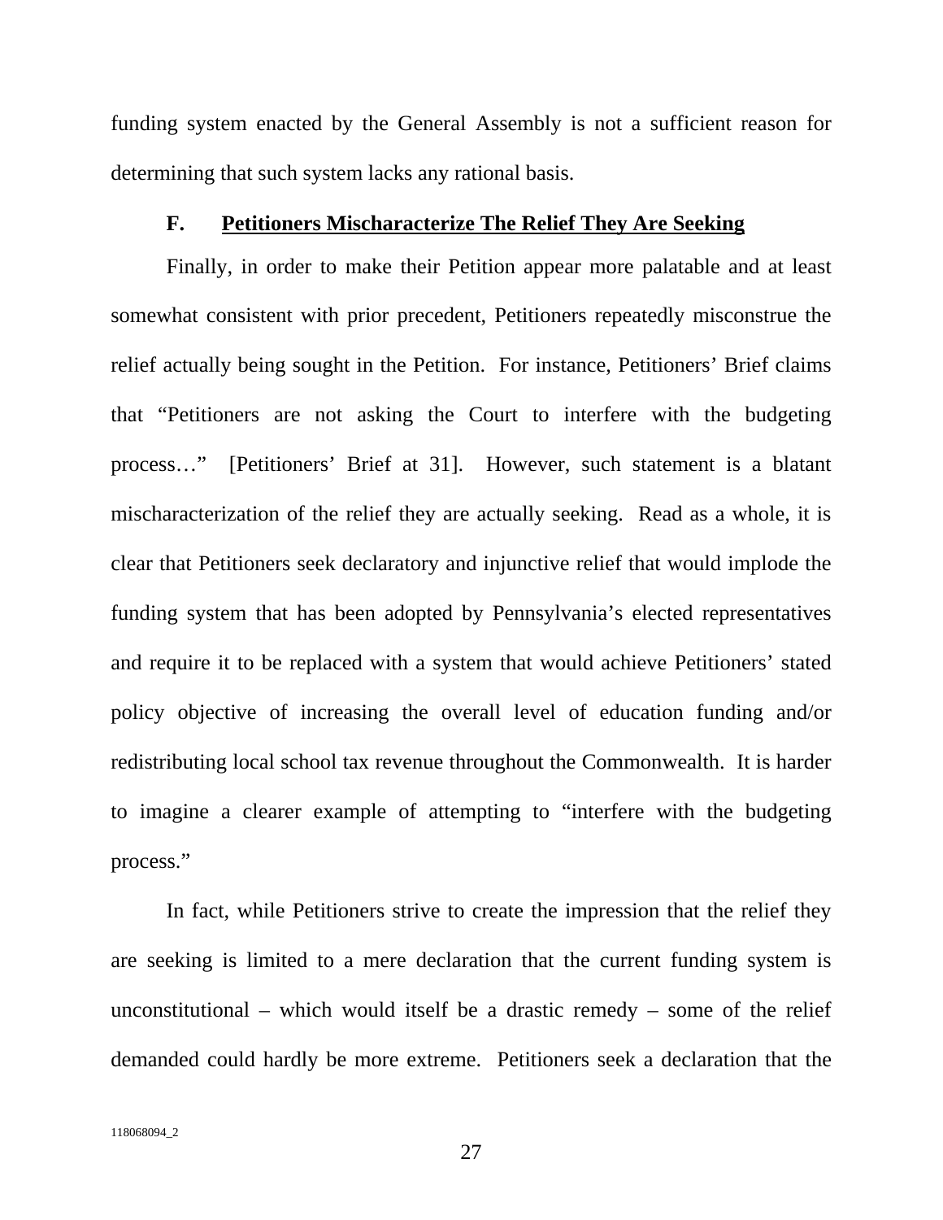funding system enacted by the General Assembly is not a sufficient reason for determining that such system lacks any rational basis.

### F. Petitioners Mischaracterize The Relief They Are Seeking

Finally, in order to make their Petition appear more palatable and at least somewhat consistent with prior precedent, Petitioners repeatedly misconstrue the relief actually being sought in the Petition. For instance, Petitioners' Brief claims that "Petitioners are not asking the Court to interfere with the budgeting process…" [Petitioners' Brief at 31]. However, such statement is a blatant mischaracterization of the relief they are actually seeking. Read as a whole, it is clear that Petitioners seek declaratory and injunctive relief that would implode the funding system that has been adopted by Pennsylvania's elected representatives and require it to be replaced with a system that would achieve Petitioners' stated policy objective of increasing the overall level of education funding and/or redistributing local school tax revenue throughout the Commonwealth. It is harder to imagine a clearer example of attempting to "interfere with the budgeting process."

In fact, while Petitioners strive to create the impression that the relief they are seeking is limited to a mere declaration that the current funding system is unconstitutional – which would itself be a drastic remedy – some of the relief demanded could hardly be more extreme. Petitioners seek a declaration that the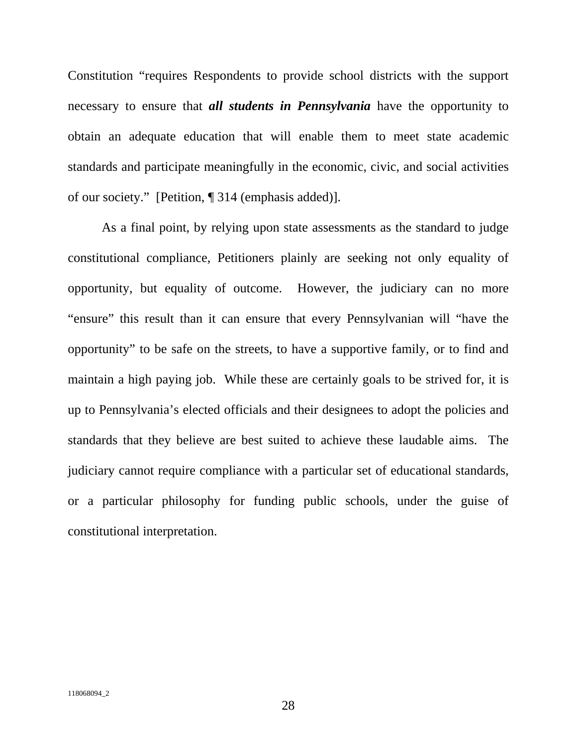Constitution "requires Respondents to provide school districts with the support necessary to ensure that ***all students in Pennsylvania*** have the opportunity to obtain an adequate education that will enable them to meet state academic standards and participate meaningfully in the economic, civic, and social activities of our society." [Petition, ¶ 314 (emphasis added)].

As a final point, by relying upon state assessments as the standard to judge constitutional compliance, Petitioners plainly are seeking not only equality of opportunity, but equality of outcome. However, the judiciary can no more "ensure" this result than it can ensure that every Pennsylvanian will "have the opportunity" to be safe on the streets, to have a supportive family, or to find and maintain a high paying job. While these are certainly goals to be strived for, it is up to Pennsylvania's elected officials and their designees to adopt the policies and standards that they believe are best suited to achieve these laudable aims. The judiciary cannot require compliance with a particular set of educational standards, or a particular philosophy for funding public schools, under the guise of constitutional interpretation.

118068094_2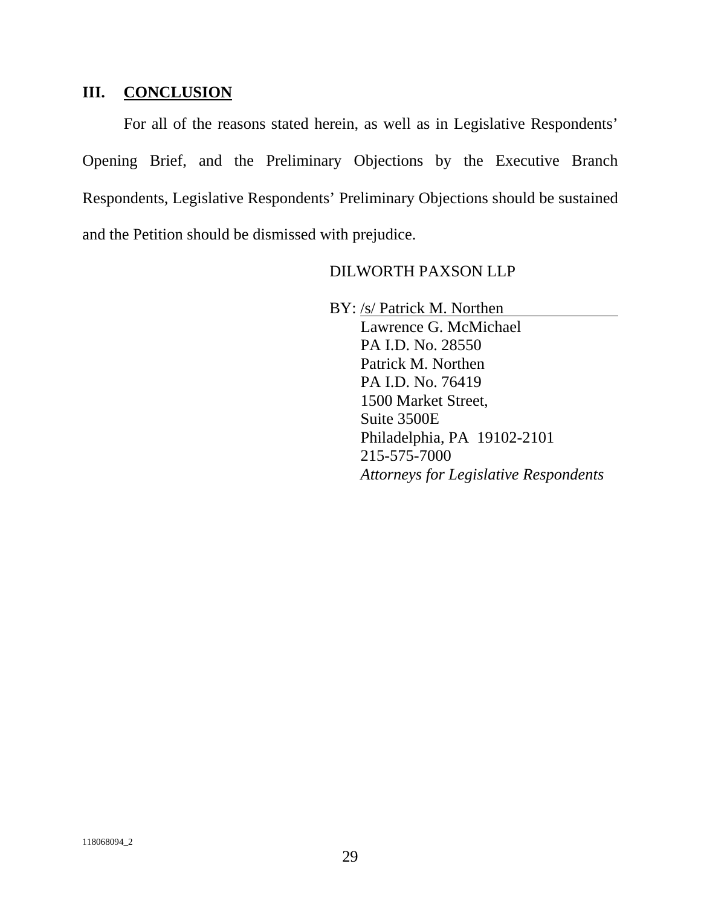## III. CONCLUSION

For all of the reasons stated herein, as well as in Legislative Respondents' Opening Brief, and the Preliminary Objections by the Executive Branch Respondents, Legislative Respondents' Preliminary Objections should be sustained and the Petition should be dismissed with prejudice.

DILWORTH PAXSON LLP

BY: /s/ Patrick M. Northen
Lawrence G. McMichael
PA I.D. No. 28550
Patrick M. Northen
PA I.D. No. 76419
1500 Market Street,
Suite 3500E
Philadelphia, PA 19102-2101
215-575-7000
*Attorneys for Legislative Respondents*

118068094_2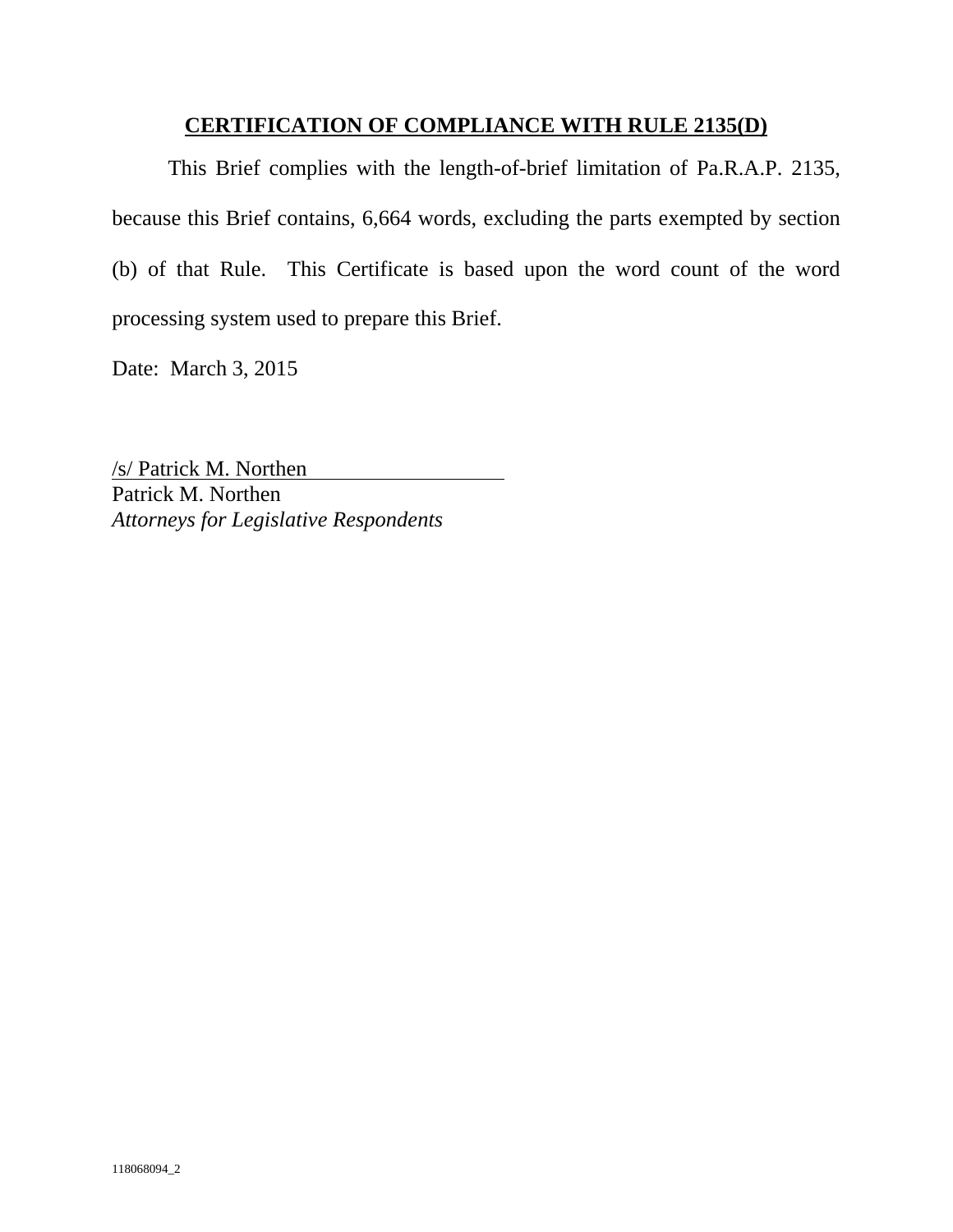## CERTIFICATION OF COMPLIANCE WITH RULE 2135(D)

This Brief complies with the length-of-brief limitation of Pa.R.A.P. 2135, because this Brief contains, 6,664 words, excluding the parts exempted by section (b) of that Rule. This Certificate is based upon the word count of the word processing system used to prepare this Brief.

Date: March 3, 2015

/s/ Patrick M. Northen

Patrick M. Northen

*Attorneys for Legislative Respondents*

118068094_2